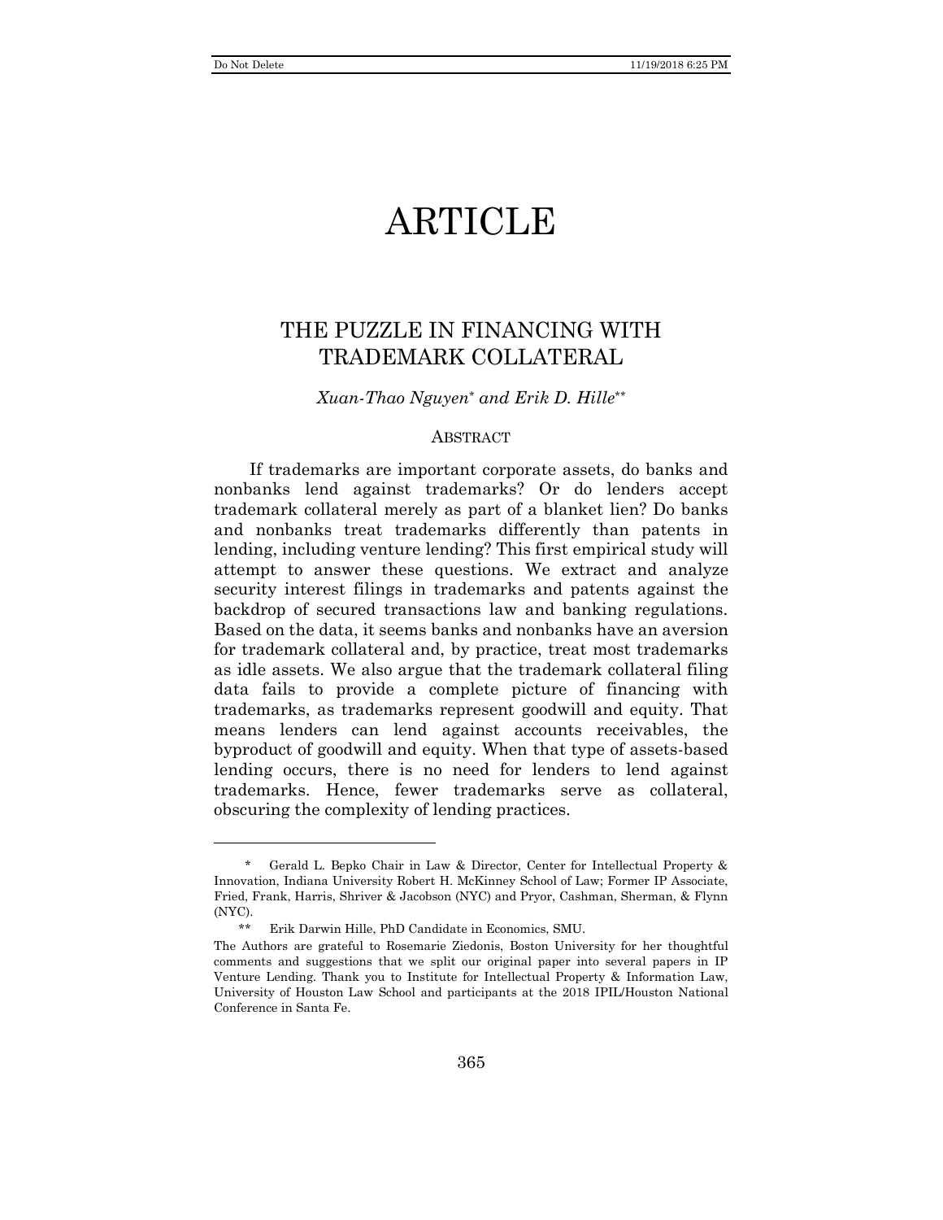# ARTICLE

## THE PUZZLE IN FINANCING WITH TRADEMARK COLLATERAL

*Xuan-Thao Nguyen*\* *and Erik D. Hille*\*\*

### ABSTRACT

If trademarks are important corporate assets, do banks and nonbanks lend against trademarks? Or do lenders accept trademark collateral merely as part of a blanket lien? Do banks and nonbanks treat trademarks differently than patents in lending, including venture lending? This first empirical study will attempt to answer these questions. We extract and analyze security interest filings in trademarks and patents against the backdrop of secured transactions law and banking regulations. Based on the data, it seems banks and nonbanks have an aversion for trademark collateral and, by practice, treat most trademarks as idle assets. We also argue that the trademark collateral filing data fails to provide a complete picture of financing with trademarks, as trademarks represent goodwill and equity. That means lenders can lend against accounts receivables, the byproduct of goodwill and equity. When that type of assets-based lending occurs, there is no need for lenders to lend against trademarks. Hence, fewer trademarks serve as collateral, obscuring the complexity of lending practices.

---

\* Gerald L. Bepko Chair in Law & Director, Center for Intellectual Property & Innovation, Indiana University Robert H. McKinney School of Law; Former IP Associate, Fried, Frank, Harris, Shriver & Jacobson (NYC) and Pryor, Cashman, Sherman, & Flynn (NYC).

\*\* Erik Darwin Hille, PhD Candidate in Economics, SMU.

The Authors are grateful to Rosemarie Ziedonis, Boston University for her thoughtful comments and suggestions that we split our original paper into several papers in IP Venture Lending. Thank you to Institute for Intellectual Property & Information Law, University of Houston Law School and participants at the 2018 IPIL/Houston National Conference in Santa Fe.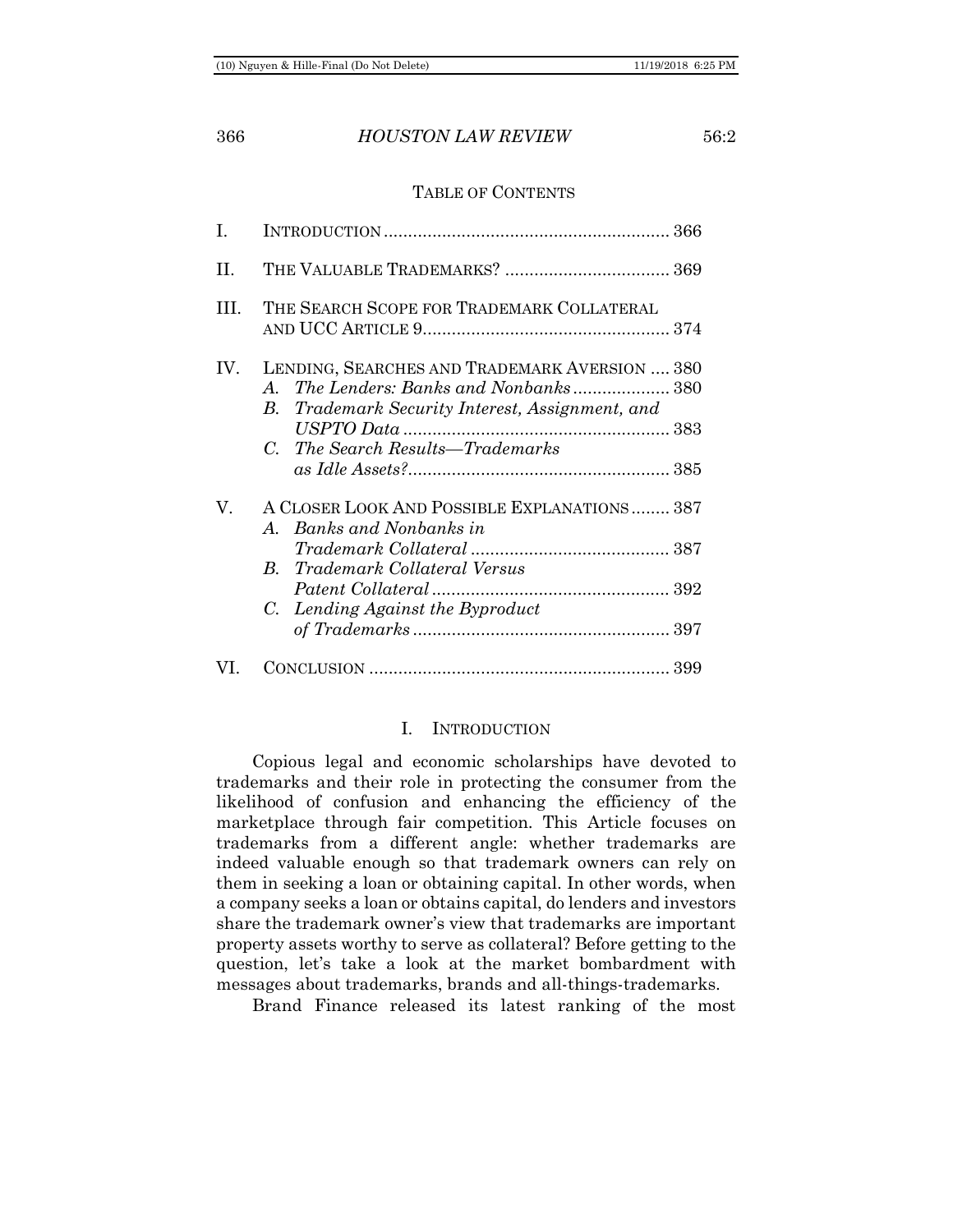## TABLE OF CONTENTS

| | | |
|---|---|---|
| I. | INTRODUCTION | 366 |
| II. | THE VALUABLE TRADEMARKS? | 369 |
| III. | THE SEARCH SCOPE FOR TRADEMARK COLLATERAL AND UCC ARTICLE 9 | 374 |
| IV. | LENDING, SEARCHES AND TRADEMARK AVERSION | 380 |
| | *A. The Lenders: Banks and Nonbanks* | 380 |
| | *B. Trademark Security Interest, Assignment, and USPTO Data* | 383 |
| | *C. The Search Results—Trademarks as Idle Assets?* | 385 |
| V. | A CLOSER LOOK AND POSSIBLE EXPLANATIONS | 387 |
| | *A. Banks and Nonbanks in Trademark Collateral* | 387 |
| | *B. Trademark Collateral Versus Patent Collateral* | 392 |
| | *C. Lending Against the Byproduct of Trademarks* | 397 |
| VI. | CONCLUSION | 399 |

## I. INTRODUCTION

Copious legal and economic scholarships have devoted to trademarks and their role in protecting the consumer from the likelihood of confusion and enhancing the efficiency of the marketplace through fair competition. This Article focuses on trademarks from a different angle: whether trademarks are indeed valuable enough so that trademark owners can rely on them in seeking a loan or obtaining capital. In other words, when a company seeks a loan or obtains capital, do lenders and investors share the trademark owner's view that trademarks are important property assets worthy to serve as collateral? Before getting to the question, let's take a look at the market bombardment with messages about trademarks, brands and all-things-trademarks.

Brand Finance released its latest ranking of the most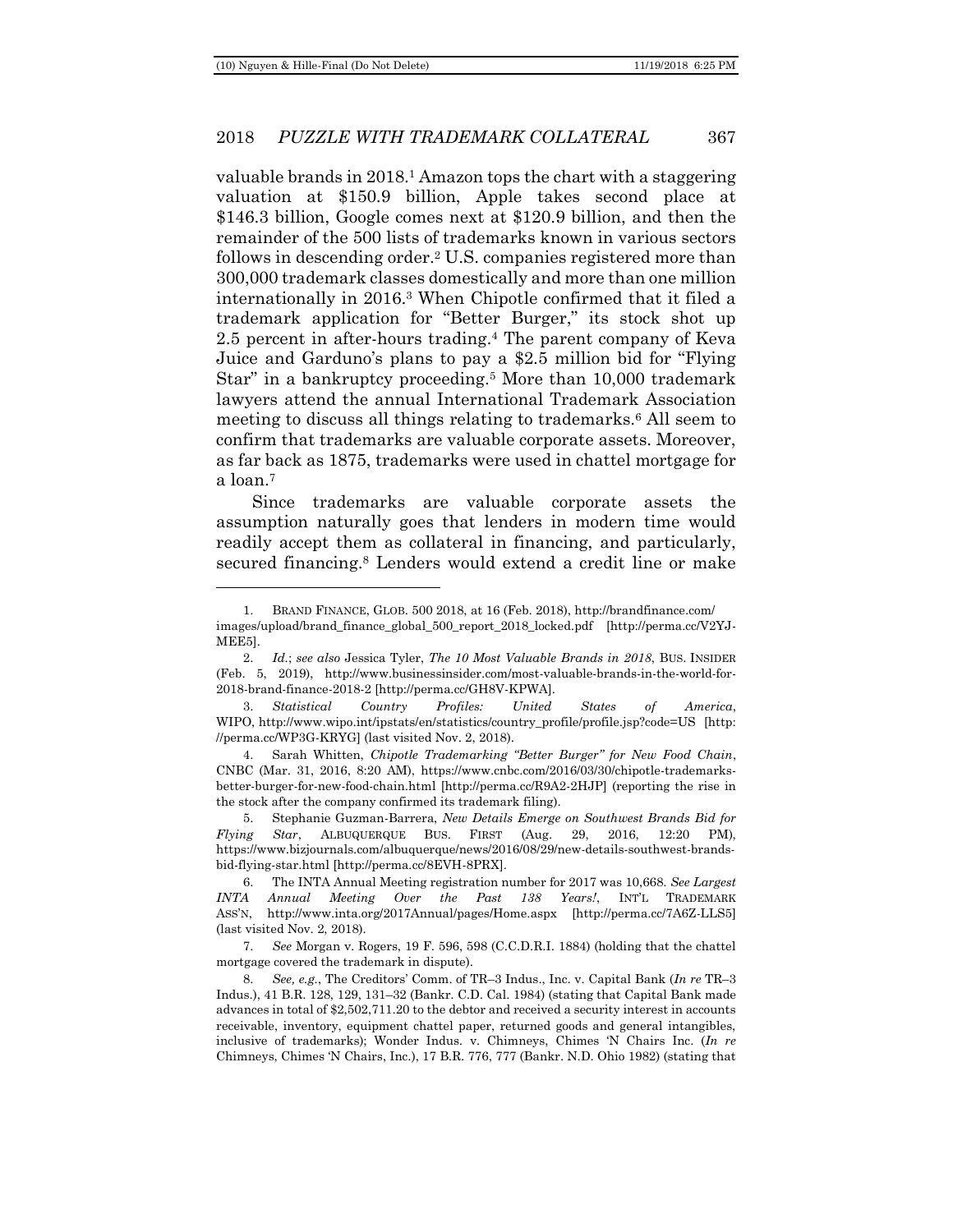valuable brands in 2018.[1] Amazon tops the chart with a staggering valuation at $150.9 billion, Apple takes second place at $146.3 billion, Google comes next at $120.9 billion, and then the remainder of the 500 lists of trademarks known in various sectors follows in descending order.[2] U.S. companies registered more than 300,000 trademark classes domestically and more than one million internationally in 2016.[3] When Chipotle confirmed that it filed a trademark application for "Better Burger," its stock shot up 2.5 percent in after-hours trading.[4] The parent company of Keva Juice and Garduno's plans to pay a $2.5 million bid for "Flying Star" in a bankruptcy proceeding.[5] More than 10,000 trademark lawyers attend the annual International Trademark Association meeting to discuss all things relating to trademarks.[6] All seem to confirm that trademarks are valuable corporate assets. Moreover, as far back as 1875, trademarks were used in chattel mortgage for a loan.[7]

Since trademarks are valuable corporate assets the assumption naturally goes that lenders in modern time would readily accept them as collateral in financing, and particularly, secured financing.[8] Lenders would extend a credit line or make

---

1. BRAND FINANCE, GLOB. 500 2018, at 16 (Feb. 2018), http://brandfinance.com/images/upload/brand_finance_global_500_report_2018_locked.pdf [http://perma.cc/V2YJ-MEE5].

2. *Id.*; *see also* Jessica Tyler, *The 10 Most Valuable Brands in 2018*, BUS. INSIDER (Feb. 5, 2019), http://www.businessinsider.com/most-valuable-brands-in-the-world-for-2018-brand-finance-2018-2 [http://perma.cc/GH8V-KPWA].

3. *Statistical Country Profiles: United States of America*, WIPO, http://www.wipo.int/ipstats/en/statistics/country_profile/profile.jsp?code=US [http://perma.cc/WP3G-KRYG] (last visited Nov. 2, 2018).

4. Sarah Whitten, *Chipotle Trademarking "Better Burger" for New Food Chain*, CNBC (Mar. 31, 2016, 8:20 AM), https://www.cnbc.com/2016/03/30/chipotle-trademarks-better-burger-for-new-food-chain.html [http://perma.cc/R9A2-2HJP] (reporting the rise in the stock after the company confirmed its trademark filing).

5. Stephanie Guzman-Barrera, *New Details Emerge on Southwest Brands Bid for Flying Star*, ALBUQUERQUE BUS. FIRST (Aug. 29, 2016, 12:20 PM), https://www.bizjournals.com/albuquerque/news/2016/08/29/new-details-southwest-brands-bid-flying-star.html [http://perma.cc/8EVH-8PRX].

6. The INTA Annual Meeting registration number for 2017 was 10,668. *See Largest INTA Annual Meeting Over the Past 138 Years!*, INT'L TRADEMARK ASS'N, http://www.inta.org/2017Annual/pages/Home.aspx [http://perma.cc/7A6Z-LLS5] (last visited Nov. 2, 2018).

7. *See* Morgan v. Rogers, 19 F. 596, 598 (C.C.D.R.I. 1884) (holding that the chattel mortgage covered the trademark in dispute).

8. *See, e.g.*, The Creditors' Comm. of TR–3 Indus., Inc. v. Capital Bank (*In re* TR–3 Indus.), 41 B.R. 128, 129, 131–32 (Bankr. C.D. Cal. 1984) (stating that Capital Bank made advances in total of $2,502,711.20 to the debtor and received a security interest in accounts receivable, inventory, equipment chattel paper, returned goods and general intangibles, inclusive of trademarks); Wonder Indus. v. Chimneys, Chimes 'N Chairs Inc. (*In re* Chimneys, Chimes 'N Chairs, Inc.), 17 B.R. 776, 777 (Bankr. N.D. Ohio 1982) (stating that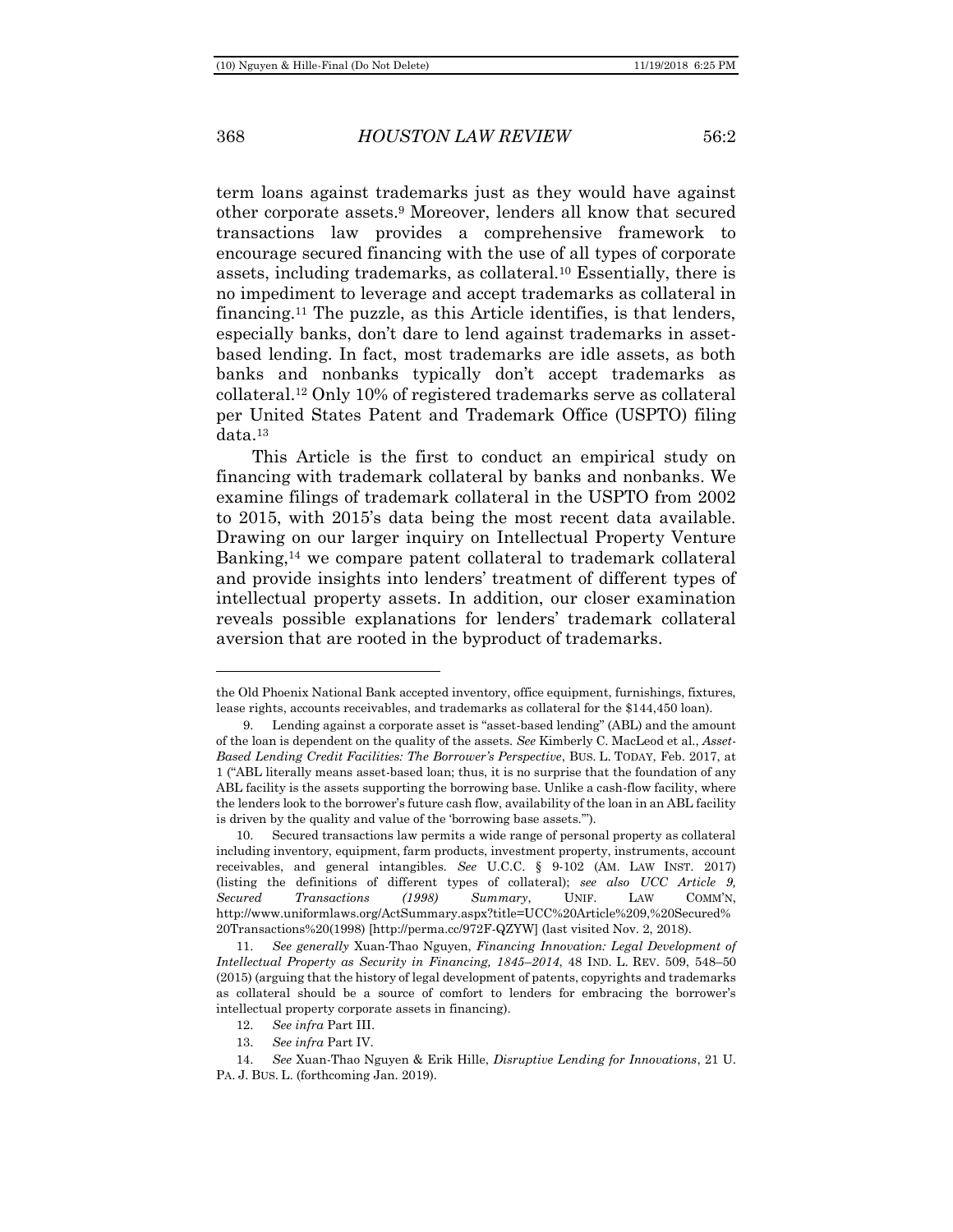term loans against trademarks just as they would have against other corporate assets.[9] Moreover, lenders all know that secured transactions law provides a comprehensive framework to encourage secured financing with the use of all types of corporate assets, including trademarks, as collateral.[10] Essentially, there is no impediment to leverage and accept trademarks as collateral in financing.[11] The puzzle, as this Article identifies, is that lenders, especially banks, don't dare to lend against trademarks in asset-based lending. In fact, most trademarks are idle assets, as both banks and nonbanks typically don't accept trademarks as collateral.[12] Only 10% of registered trademarks serve as collateral per United States Patent and Trademark Office (USPTO) filing data.[13]

This Article is the first to conduct an empirical study on financing with trademark collateral by banks and nonbanks. We examine filings of trademark collateral in the USPTO from 2002 to 2015, with 2015's data being the most recent data available. Drawing on our larger inquiry on Intellectual Property Venture Banking,[14] we compare patent collateral to trademark collateral and provide insights into lenders' treatment of different types of intellectual property assets. In addition, our closer examination reveals possible explanations for lenders' trademark collateral aversion that are rooted in the byproduct of trademarks.

---

the Old Phoenix National Bank accepted inventory, office equipment, furnishings, fixtures, lease rights, accounts receivables, and trademarks as collateral for the $144,450 loan).

9. Lending against a corporate asset is "asset-based lending" (ABL) and the amount of the loan is dependent on the quality of the assets. *See* Kimberly C. MacLeod et al., *Asset-Based Lending Credit Facilities: The Borrower's Perspective*, BUS. L. TODAY, Feb. 2017, at 1 ("ABL literally means asset-based loan; thus, it is no surprise that the foundation of any ABL facility is the assets supporting the borrowing base. Unlike a cash-flow facility, where the lenders look to the borrower's future cash flow, availability of the loan in an ABL facility is driven by the quality and value of the 'borrowing base assets.'").

10. Secured transactions law permits a wide range of personal property as collateral including inventory, equipment, farm products, investment property, instruments, account receivables, and general intangibles. *See* U.C.C. § 9-102 (AM. LAW INST. 2017) (listing the definitions of different types of collateral); *see also UCC Article 9, Secured Transactions (1998) Summary*, UNIF. LAW COMM'N, http://www.uniformlaws.org/ActSummary.aspx?title=UCC%20Article%209,%20Secured%20Transactions%20(1998) [http://perma.cc/972F-QZYW] (last visited Nov. 2, 2018).

11. *See generally* Xuan-Thao Nguyen, *Financing Innovation: Legal Development of Intellectual Property as Security in Financing, 1845–2014*, 48 IND. L. REV. 509, 548–50 (2015) (arguing that the history of legal development of patents, copyrights and trademarks as collateral should be a source of comfort to lenders for embracing the borrower's intellectual property corporate assets in financing).

12. *See infra* Part III.

13. *See infra* Part IV.

14. *See* Xuan-Thao Nguyen & Erik Hille, *Disruptive Lending for Innovations*, 21 U. PA. J. BUS. L. (forthcoming Jan. 2019).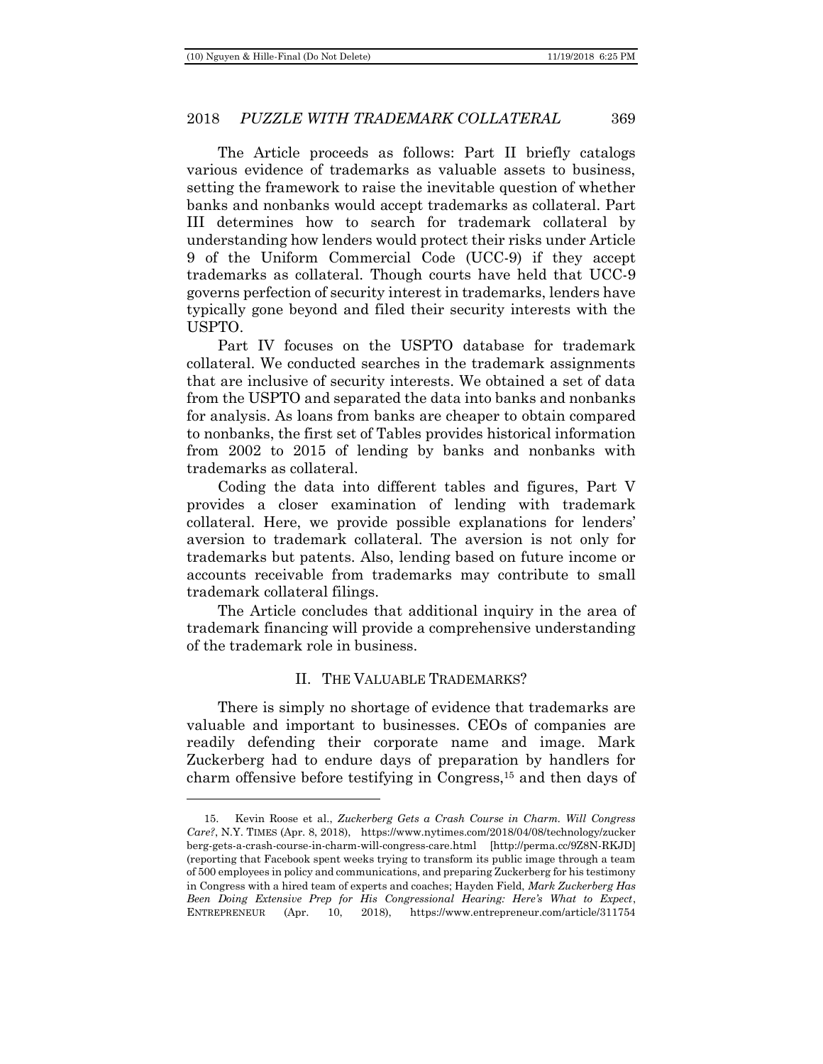The Article proceeds as follows: Part II briefly catalogs various evidence of trademarks as valuable assets to business, setting the framework to raise the inevitable question of whether banks and nonbanks would accept trademarks as collateral. Part III determines how to search for trademark collateral by understanding how lenders would protect their risks under Article 9 of the Uniform Commercial Code (UCC-9) if they accept trademarks as collateral. Though courts have held that UCC-9 governs perfection of security interest in trademarks, lenders have typically gone beyond and filed their security interests with the USPTO.

Part IV focuses on the USPTO database for trademark collateral. We conducted searches in the trademark assignments that are inclusive of security interests. We obtained a set of data from the USPTO and separated the data into banks and nonbanks for analysis. As loans from banks are cheaper to obtain compared to nonbanks, the first set of Tables provides historical information from 2002 to 2015 of lending by banks and nonbanks with trademarks as collateral.

Coding the data into different tables and figures, Part V provides a closer examination of lending with trademark collateral. Here, we provide possible explanations for lenders' aversion to trademark collateral. The aversion is not only for trademarks but patents. Also, lending based on future income or accounts receivable from trademarks may contribute to small trademark collateral filings.

The Article concludes that additional inquiry in the area of trademark financing will provide a comprehensive understanding of the trademark role in business.

## II. THE VALUABLE TRADEMARKS?

There is simply no shortage of evidence that trademarks are valuable and important to businesses. CEOs of companies are readily defending their corporate name and image. Mark Zuckerberg had to endure days of preparation by handlers for charm offensive before testifying in Congress,[15] and then days of

---

15. Kevin Roose et al., *Zuckerberg Gets a Crash Course in Charm. Will Congress Care?*, N.Y. TIMES (Apr. 8, 2018), https://www.nytimes.com/2018/04/08/technology/zuckerberg-gets-a-crash-course-in-charm-will-congress-care.html [http://perma.cc/9Z8N-RKJD] (reporting that Facebook spent weeks trying to transform its public image through a team of 500 employees in policy and communications, and preparing Zuckerberg for his testimony in Congress with a hired team of experts and coaches; Hayden Field, *Mark Zuckerberg Has Been Doing Extensive Prep for His Congressional Hearing: Here's What to Expect*, ENTREPRENEUR (Apr. 10, 2018), https://www.entrepreneur.com/article/311754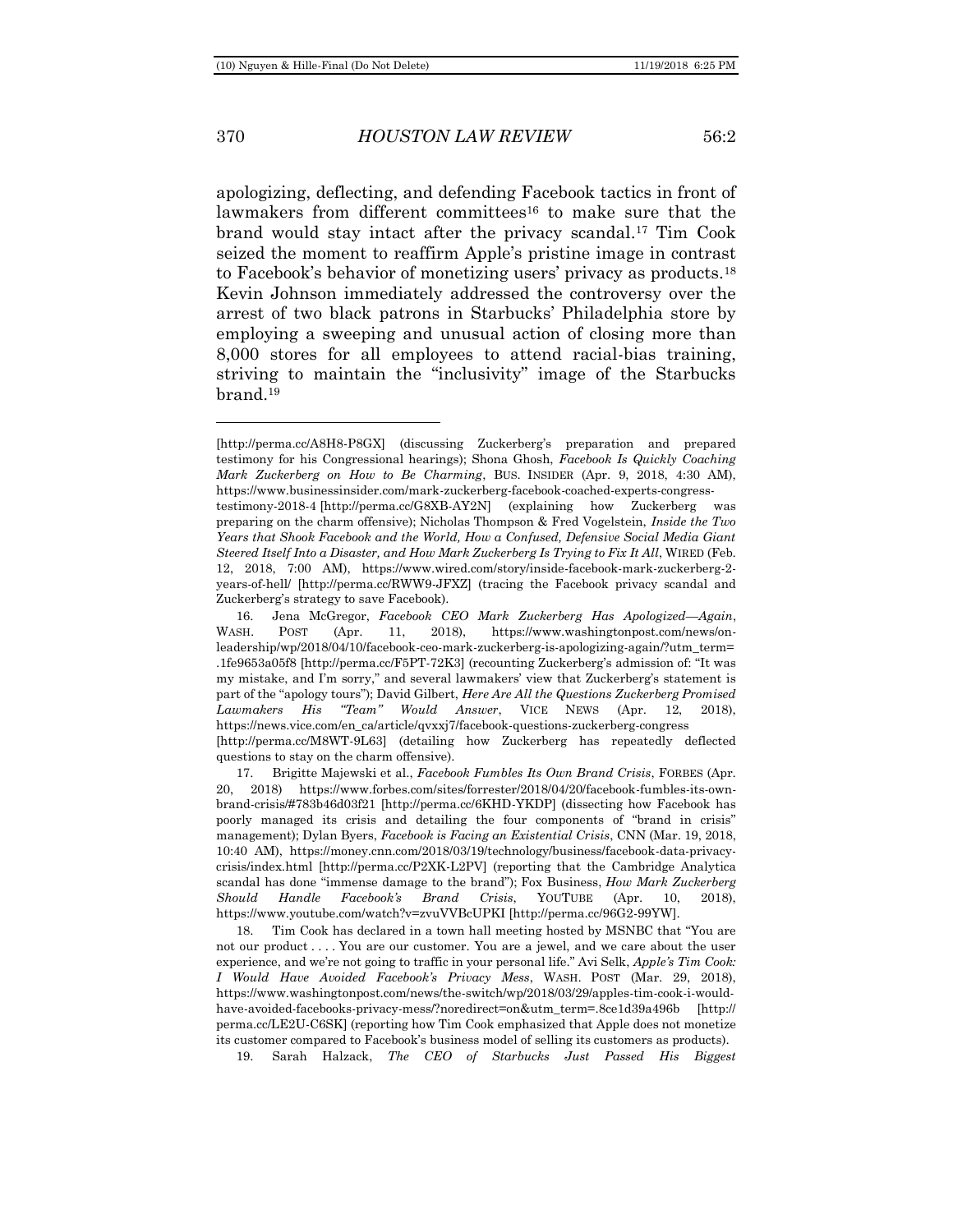apologizing, deflecting, and defending Facebook tactics in front of lawmakers from different committees[16] to make sure that the brand would stay intact after the privacy scandal.[17] Tim Cook seized the moment to reaffirm Apple's pristine image in contrast to Facebook's behavior of monetizing users' privacy as products.[18] Kevin Johnson immediately addressed the controversy over the arrest of two black patrons in Starbucks' Philadelphia store by employing a sweeping and unusual action of closing more than 8,000 stores for all employees to attend racial-bias training, striving to maintain the "inclusivity" image of the Starbucks brand.[19]

---

[http://perma.cc/A8H8-P8GX] (discussing Zuckerberg's preparation and prepared testimony for his Congressional hearings); Shona Ghosh, *Facebook Is Quickly Coaching Mark Zuckerberg on How to Be Charming*, BUS. INSIDER (Apr. 9, 2018, 4:30 AM), https://www.businessinsider.com/mark-zuckerberg-facebook-coached-experts-congress-testimony-2018-4 [http://perma.cc/G8XB-AY2N] (explaining how Zuckerberg was preparing on the charm offensive); Nicholas Thompson & Fred Vogelstein, *Inside the Two Years that Shook Facebook and the World, How a Confused, Defensive Social Media Giant Steered Itself Into a Disaster, and How Mark Zuckerberg Is Trying to Fix It All*, WIRED (Feb. 12, 2018, 7:00 AM), https://www.wired.com/story/inside-facebook-mark-zuckerberg-2-years-of-hell/ [http://perma.cc/RWW9-JFXZ] (tracing the Facebook privacy scandal and Zuckerberg's strategy to save Facebook).

16. Jena McGregor, *Facebook CEO Mark Zuckerberg Has Apologized—Again*, WASH. POST (Apr. 11, 2018), https://www.washingtonpost.com/news/on-leadership/wp/2018/04/10/facebook-ceo-mark-zuckerberg-is-apologizing-again/?utm_term=.1fe9653a05f8 [http://perma.cc/F5PT-72K3] (recounting Zuckerberg's admission of: "It was my mistake, and I'm sorry," and several lawmakers' view that Zuckerberg's statement is part of the "apology tours"); David Gilbert, *Here Are All the Questions Zuckerberg Promised Lawmakers His "Team" Would Answer*, VICE NEWS (Apr. 12, 2018), https://news.vice.com/en_ca/article/qvxxj7/facebook-questions-zuckerberg-congress [http://perma.cc/M8WT-9L63] (detailing how Zuckerberg has repeatedly deflected questions to stay on the charm offensive).

17. Brigitte Majewski et al., *Facebook Fumbles Its Own Brand Crisis*, FORBES (Apr. 20, 2018) https://www.forbes.com/sites/forrester/2018/04/20/facebook-fumbles-its-own-brand-crisis/#783b46d03f21 [http://perma.cc/6KHD-YKDP] (dissecting how Facebook has poorly managed its crisis and detailing the four components of "brand in crisis" management); Dylan Byers, *Facebook is Facing an Existential Crisis*, CNN (Mar. 19, 2018, 10:40 AM), https://money.cnn.com/2018/03/19/technology/business/facebook-data-privacy-crisis/index.html [http://perma.cc/P2XK-L2PV] (reporting that the Cambridge Analytica scandal has done "immense damage to the brand"); Fox Business, *How Mark Zuckerberg Should Handle Facebook's Brand Crisis*, YOUTUBE (Apr. 10, 2018), https://www.youtube.com/watch?v=zvuVVBcUPKI [http://perma.cc/96G2-99YW].

18. Tim Cook has declared in a town hall meeting hosted by MSNBC that "You are not our product . . . . You are our customer. You are a jewel, and we care about the user experience, and we're not going to traffic in your personal life." Avi Selk, *Apple's Tim Cook: I Would Have Avoided Facebook's Privacy Mess*, WASH. POST (Mar. 29, 2018), https://www.washingtonpost.com/news/the-switch/wp/2018/03/29/apples-tim-cook-i-would-have-avoided-facebooks-privacy-mess/?noredirect=on&utm_term=.8ce1d39a496b [http://perma.cc/LE2U-C6SK] (reporting how Tim Cook emphasized that Apple does not monetize its customer compared to Facebook's business model of selling its customers as products).

19. Sarah Halzack, *The CEO of Starbucks Just Passed His Biggest*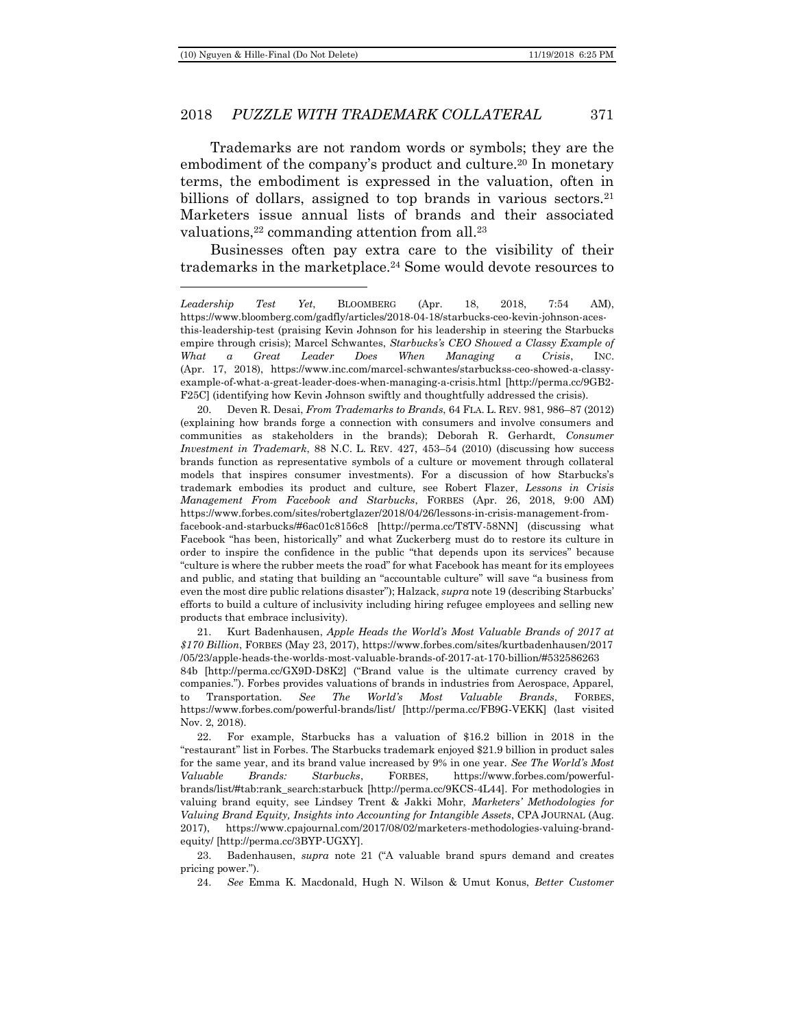Trademarks are not random words or symbols; they are the embodiment of the company's product and culture.[20] In monetary terms, the embodiment is expressed in the valuation, often in billions of dollars, assigned to top brands in various sectors.[21] Marketers issue annual lists of brands and their associated valuations,[22] commanding attention from all.[23]

Businesses often pay extra care to the visibility of their trademarks in the marketplace.[24] Some would devote resources to

---

*Leadership Test Yet*, BLOOMBERG (Apr. 18, 2018, 7:54 AM), https://www.bloomberg.com/gadfly/articles/2018-04-18/starbucks-ceo-kevin-johnson-aces-this-leadership-test (praising Kevin Johnson for his leadership in steering the Starbucks empire through crisis); Marcel Schwantes, *Starbucks's CEO Showed a Classy Example of What a Great Leader Does When Managing a Crisis*, INC. (Apr. 17, 2018), https://www.inc.com/marcel-schwantes/starbuckss-ceo-showed-a-classy-example-of-what-a-great-leader-does-when-managing-a-crisis.html [http://perma.cc/9GB2-F25C] (identifying how Kevin Johnson swiftly and thoughtfully addressed the crisis).

20. Deven R. Desai, *From Trademarks to Brands*, 64 FLA. L. REV. 981, 986–87 (2012) (explaining how brands forge a connection with consumers and involve consumers and communities as stakeholders in the brands); Deborah R. Gerhardt, *Consumer Investment in Trademark*, 88 N.C. L. REV. 427, 453–54 (2010) (discussing how success brands function as representative symbols of a culture or movement through collateral models that inspires consumer investments). For a discussion of how Starbucks's trademark embodies its product and culture, see Robert Flazer, *Lessons in Crisis Management From Facebook and Starbucks*, FORBES (Apr. 26, 2018, 9:00 AM) https://www.forbes.com/sites/robertglazer/2018/04/26/lessons-in-crisis-management-from-facebook-and-starbucks/#6ac01c8156c8 [http://perma.cc/T8TV-58NN] (discussing what Facebook "has been, historically" and what Zuckerberg must do to restore its culture in order to inspire the confidence in the public "that depends upon its services" because "culture is where the rubber meets the road" for what Facebook has meant for its employees and public, and stating that building an "accountable culture" will save "a business from even the most dire public relations disaster"); Halzack, *supra* note 19 (describing Starbucks' efforts to build a culture of inclusivity including hiring refugee employees and selling new products that embrace inclusivity).

21. Kurt Badenhausen, *Apple Heads the World's Most Valuable Brands of 2017 at $170 Billion*, FORBES (May 23, 2017), https://www.forbes.com/sites/kurtbadenhausen/2017/05/23/apple-heads-the-worlds-most-valuable-brands-of-2017-at-170-billion/#532586263 84b [http://perma.cc/GX9D-D8K2] ("Brand value is the ultimate currency craved by companies."). Forbes provides valuations of brands in industries from Aerospace, Apparel, to Transportation. *See The World's Most Valuable Brands*, FORBES, https://www.forbes.com/powerful-brands/list/ [http://perma.cc/FB9G-VEKK] (last visited Nov. 2, 2018).

22. For example, Starbucks has a valuation of $16.2 billion in 2018 in the "restaurant" list in Forbes. The Starbucks trademark enjoyed $21.9 billion in product sales for the same year, and its brand value increased by 9% in one year. *See The World's Most Valuable Brands: Starbucks*, FORBES, https://www.forbes.com/powerful-brands/list/#tab:rank_search:starbuck [http://perma.cc/9KCS-4L44]. For methodologies in valuing brand equity, see Lindsey Trent & Jakki Mohr, *Marketers' Methodologies for Valuing Brand Equity, Insights into Accounting for Intangible Assets*, CPA JOURNAL (Aug. 2017), https://www.cpajournal.com/2017/08/02/marketers-methodologies-valuing-brand-equity/ [http://perma.cc/3BYP-UGXY].

23. Badenhausen, *supra* note 21 ("A valuable brand spurs demand and creates pricing power.").

24. *See* Emma K. Macdonald, Hugh N. Wilson & Umut Konus, *Better Customer*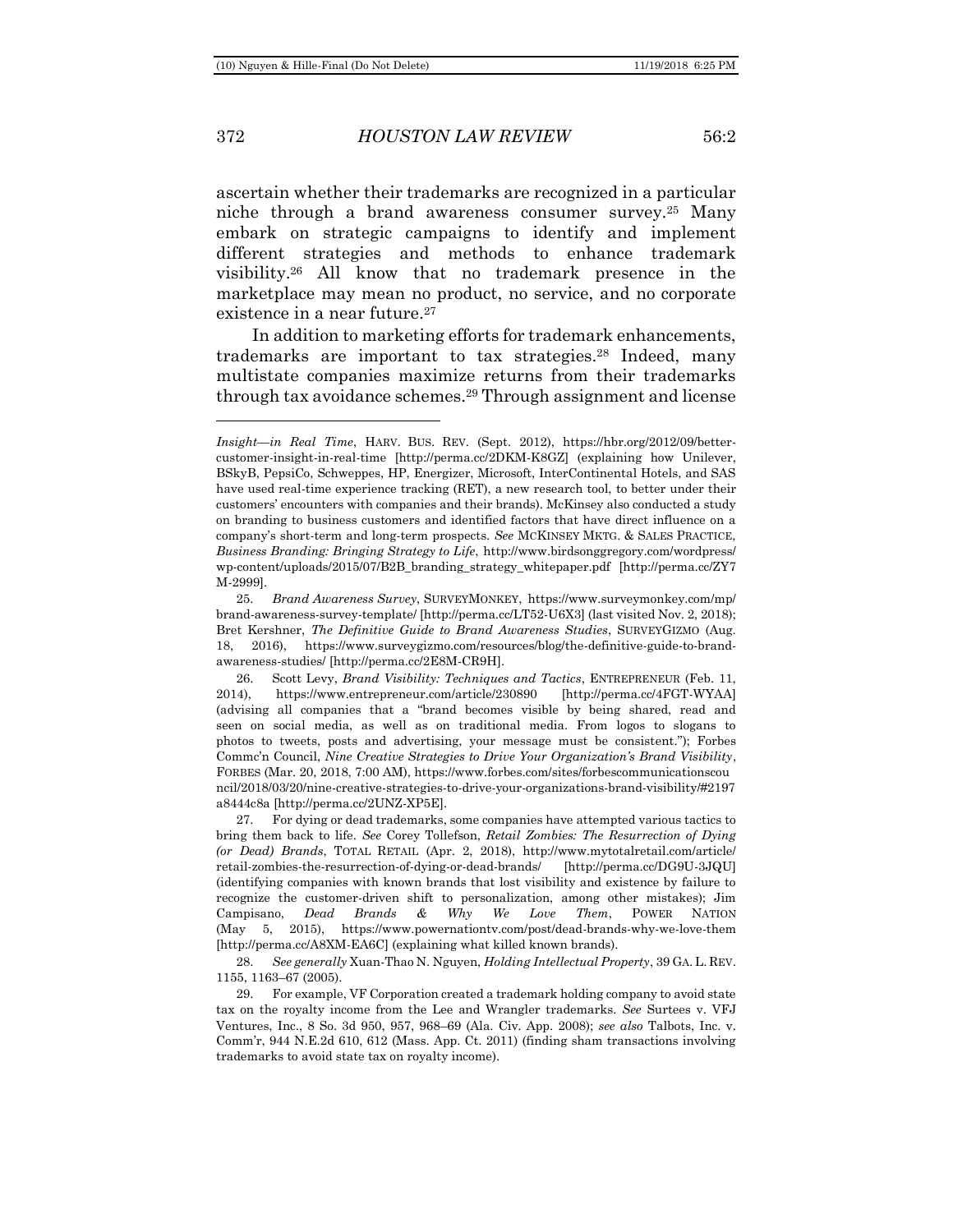ascertain whether their trademarks are recognized in a particular niche through a brand awareness consumer survey.[25] Many embark on strategic campaigns to identify and implement different strategies and methods to enhance trademark visibility.[26] All know that no trademark presence in the marketplace may mean no product, no service, and no corporate existence in a near future.[27]

In addition to marketing efforts for trademark enhancements, trademarks are important to tax strategies.[28] Indeed, many multistate companies maximize returns from their trademarks through tax avoidance schemes.[29] Through assignment and license

---

*Insight—in Real Time*, HARV. BUS. REV. (Sept. 2012), https://hbr.org/2012/09/better-customer-insight-in-real-time [http://perma.cc/2DKM-K8GZ] (explaining how Unilever, BSkyB, PepsiCo, Schweppes, HP, Energizer, Microsoft, InterContinental Hotels, and SAS have used real-time experience tracking (RET), a new research tool, to better under their customers' encounters with companies and their brands). McKinsey also conducted a study on branding to business customers and identified factors that have direct influence on a company's short-term and long-term prospects. *See* MCKINSEY MKTG. & SALES PRACTICE, *Business Branding: Bringing Strategy to Life*, http://www.birdsonggregory.com/wordpress/wp-content/uploads/2015/07/B2B_branding_strategy_whitepaper.pdf [http://perma.cc/ZY7M-2999].

25. *Brand Awareness Survey*, SURVEYMONKEY, https://www.surveymonkey.com/mp/brand-awareness-survey-template/ [http://perma.cc/LT52-U6X3] (last visited Nov. 2, 2018); Bret Kershner, *The Definitive Guide to Brand Awareness Studies*, SURVEYGIZMO (Aug. 18, 2016), https://www.surveygizmo.com/resources/blog/the-definitive-guide-to-brand-awareness-studies/ [http://perma.cc/2E8M-CR9H].

26. Scott Levy, *Brand Visibility: Techniques and Tactics*, ENTREPRENEUR (Feb. 11, 2014), https://www.entrepreneur.com/article/230890 [http://perma.cc/4FGT-WYAA] (advising all companies that a "brand becomes visible by being shared, read and seen on social media, as well as on traditional media. From logos to slogans to photos to tweets, posts and advertising, your message must be consistent."); Forbes Commc'n Council, *Nine Creative Strategies to Drive Your Organization's Brand Visibility*, FORBES (Mar. 20, 2018, 7:00 AM), https://www.forbes.com/sites/forbescommunicationscouncil/2018/03/20/nine-creative-strategies-to-drive-your-organizations-brand-visibility/#2197a8444c8a [http://perma.cc/2UNZ-XP5E].

27. For dying or dead trademarks, some companies have attempted various tactics to bring them back to life. *See* Corey Tollefson, *Retail Zombies: The Resurrection of Dying (or Dead) Brands*, TOTAL RETAIL (Apr. 2, 2018), http://www.mytotalretail.com/article/retail-zombies-the-resurrection-of-dying-or-dead-brands/ [http://perma.cc/DG9U-3JQU] (identifying companies with known brands that lost visibility and existence by failure to recognize the customer-driven shift to personalization, among other mistakes); Jim Campisano, *Dead Brands & Why We Love Them*, POWER NATION (May 5, 2015), https://www.powernationtv.com/post/dead-brands-why-we-love-them [http://perma.cc/A8XM-EA6C] (explaining what killed known brands).

28. *See generally* Xuan-Thao N. Nguyen, *Holding Intellectual Property*, 39 GA. L. REV. 1155, 1163–67 (2005).

29. For example, VF Corporation created a trademark holding company to avoid state tax on the royalty income from the Lee and Wrangler trademarks. *See* Surtees v. VFJ Ventures, Inc., 8 So. 3d 950, 957, 968–69 (Ala. Civ. App. 2008); *see also* Talbots, Inc. v. Comm'r, 944 N.E.2d 610, 612 (Mass. App. Ct. 2011) (finding sham transactions involving trademarks to avoid state tax on royalty income).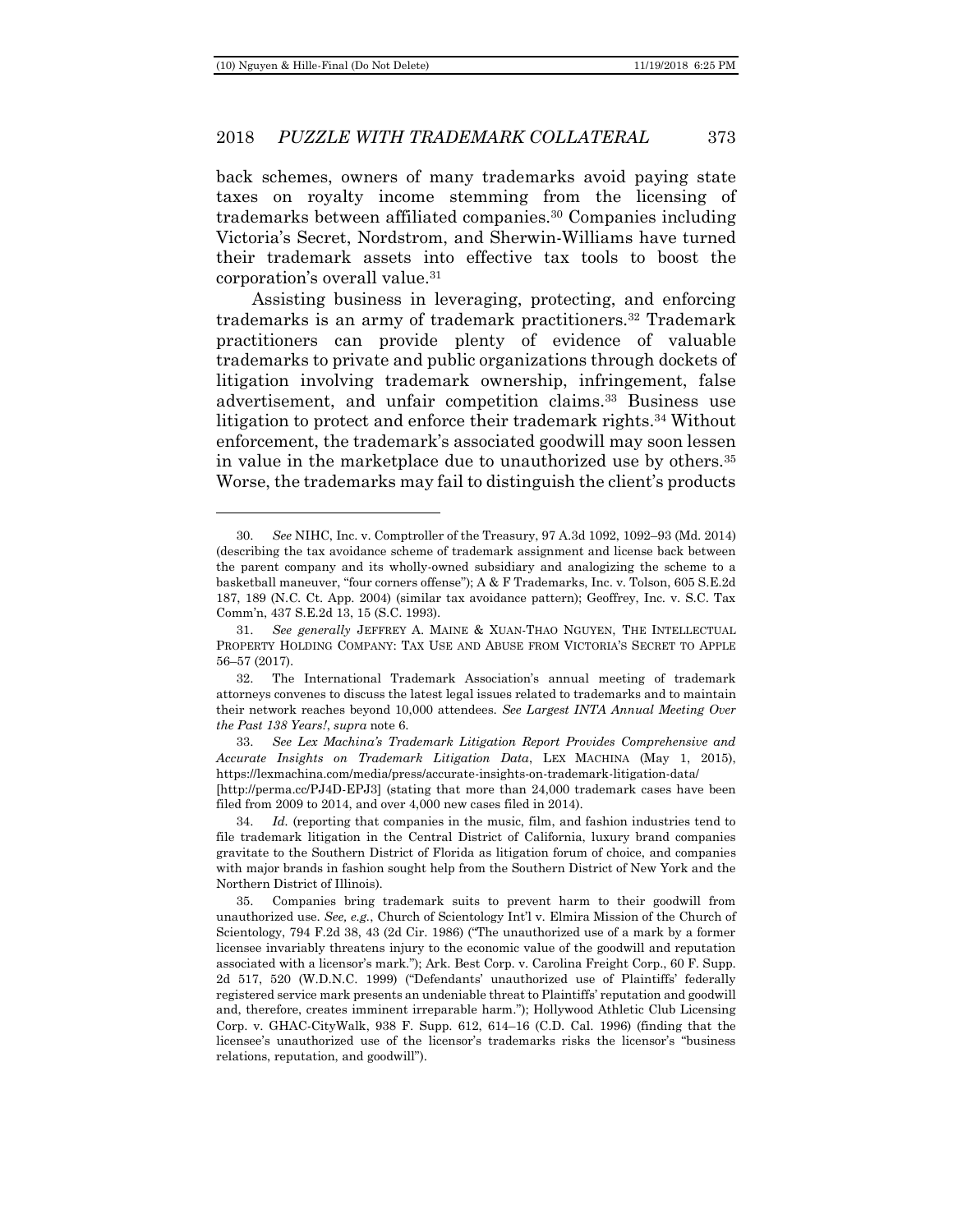back schemes, owners of many trademarks avoid paying state taxes on royalty income stemming from the licensing of trademarks between affiliated companies.[30] Companies including Victoria's Secret, Nordstrom, and Sherwin-Williams have turned their trademark assets into effective tax tools to boost the corporation's overall value.[31]

Assisting business in leveraging, protecting, and enforcing trademarks is an army of trademark practitioners.[32] Trademark practitioners can provide plenty of evidence of valuable trademarks to private and public organizations through dockets of litigation involving trademark ownership, infringement, false advertisement, and unfair competition claims.[33] Business use litigation to protect and enforce their trademark rights.[34] Without enforcement, the trademark's associated goodwill may soon lessen in value in the marketplace due to unauthorized use by others.[35] Worse, the trademarks may fail to distinguish the client's products

---

30. *See* NIHC, Inc. v. Comptroller of the Treasury, 97 A.3d 1092, 1092–93 (Md. 2014) (describing the tax avoidance scheme of trademark assignment and license back between the parent company and its wholly-owned subsidiary and analogizing the scheme to a basketball maneuver, "four corners offense"); A & F Trademarks, Inc. v. Tolson, 605 S.E.2d 187, 189 (N.C. Ct. App. 2004) (similar tax avoidance pattern); Geoffrey, Inc. v. S.C. Tax Comm'n, 437 S.E.2d 13, 15 (S.C. 1993).

31. *See generally* JEFFREY A. MAINE & XUAN-THAO NGUYEN, THE INTELLECTUAL PROPERTY HOLDING COMPANY: TAX USE AND ABUSE FROM VICTORIA'S SECRET TO APPLE 56–57 (2017).

32. The International Trademark Association's annual meeting of trademark attorneys convenes to discuss the latest legal issues related to trademarks and to maintain their network reaches beyond 10,000 attendees. *See Largest INTA Annual Meeting Over the Past 138 Years!*, *supra* note 6.

33. *See Lex Machina's Trademark Litigation Report Provides Comprehensive and Accurate Insights on Trademark Litigation Data*, LEX MACHINA (May 1, 2015), https://lexmachina.com/media/press/accurate-insights-on-trademark-litigation-data/ [http://perma.cc/PJ4D-EPJ3] (stating that more than 24,000 trademark cases have been filed from 2009 to 2014, and over 4,000 new cases filed in 2014).

34. *Id.* (reporting that companies in the music, film, and fashion industries tend to file trademark litigation in the Central District of California, luxury brand companies gravitate to the Southern District of Florida as litigation forum of choice, and companies with major brands in fashion sought help from the Southern District of New York and the Northern District of Illinois).

35. Companies bring trademark suits to prevent harm to their goodwill from unauthorized use. *See, e.g.*, Church of Scientology Int'l v. Elmira Mission of the Church of Scientology, 794 F.2d 38, 43 (2d Cir. 1986) ("The unauthorized use of a mark by a former licensee invariably threatens injury to the economic value of the goodwill and reputation associated with a licensor's mark."); Ark. Best Corp. v. Carolina Freight Corp., 60 F. Supp. 2d 517, 520 (W.D.N.C. 1999) ("Defendants' unauthorized use of Plaintiffs' federally registered service mark presents an undeniable threat to Plaintiffs' reputation and goodwill and, therefore, creates imminent irreparable harm."); Hollywood Athletic Club Licensing Corp. v. GHAC-CityWalk, 938 F. Supp. 612, 614–16 (C.D. Cal. 1996) (finding that the licensee's unauthorized use of the licensor's trademarks risks the licensor's "business relations, reputation, and goodwill").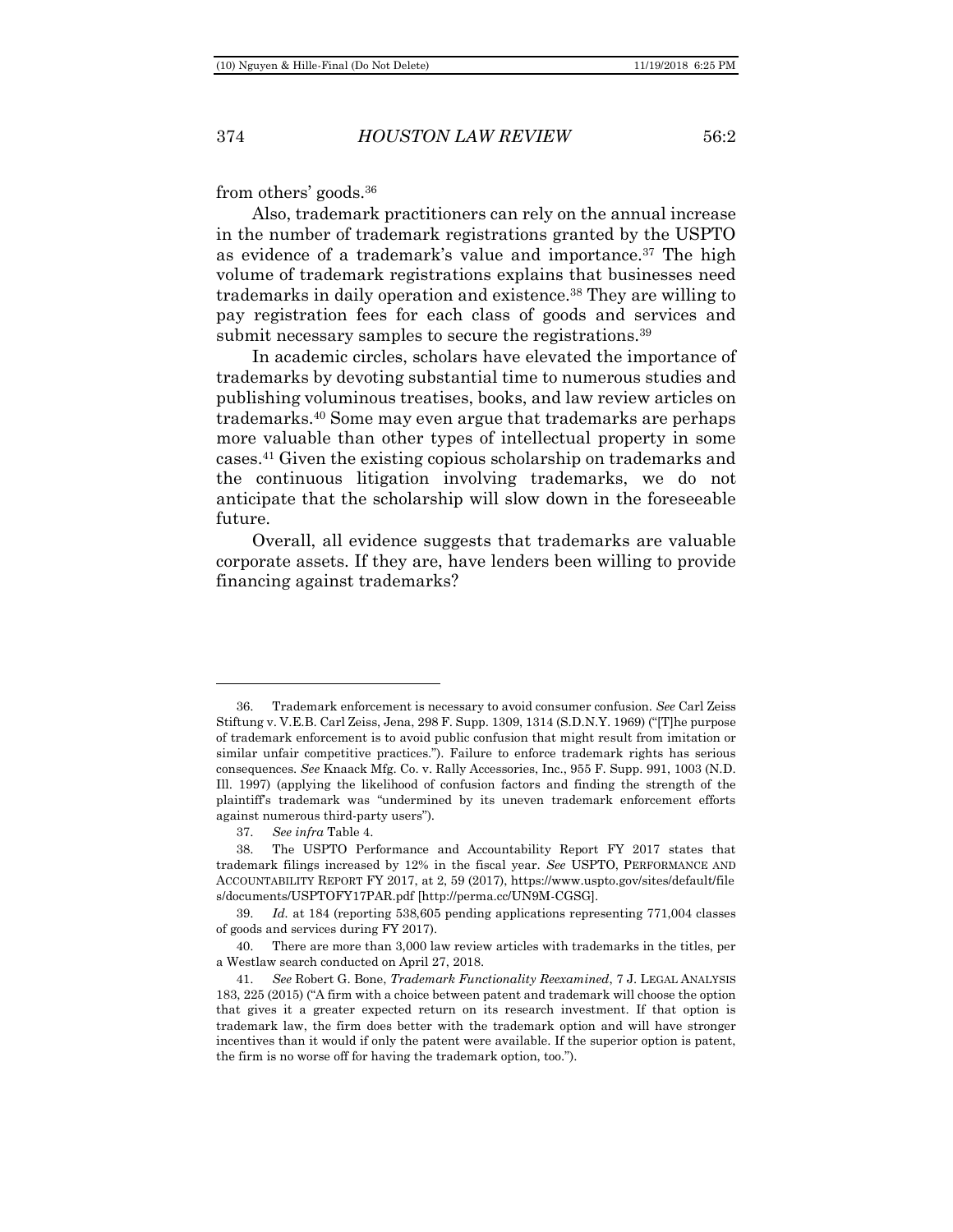from others' goods.[36]

Also, trademark practitioners can rely on the annual increase in the number of trademark registrations granted by the USPTO as evidence of a trademark's value and importance.[37] The high volume of trademark registrations explains that businesses need trademarks in daily operation and existence.[38] They are willing to pay registration fees for each class of goods and services and submit necessary samples to secure the registrations.[39]

In academic circles, scholars have elevated the importance of trademarks by devoting substantial time to numerous studies and publishing voluminous treatises, books, and law review articles on trademarks.[40] Some may even argue that trademarks are perhaps more valuable than other types of intellectual property in some cases.[41] Given the existing copious scholarship on trademarks and the continuous litigation involving trademarks, we do not anticipate that the scholarship will slow down in the foreseeable future.

Overall, all evidence suggests that trademarks are valuable corporate assets. If they are, have lenders been willing to provide financing against trademarks?

---

36. Trademark enforcement is necessary to avoid consumer confusion. *See* Carl Zeiss Stiftung v. V.E.B. Carl Zeiss, Jena, 298 F. Supp. 1309, 1314 (S.D.N.Y. 1969) ("[T]he purpose of trademark enforcement is to avoid public confusion that might result from imitation or similar unfair competitive practices."). Failure to enforce trademark rights has serious consequences. *See* Knaack Mfg. Co. v. Rally Accessories, Inc., 955 F. Supp. 991, 1003 (N.D. Ill. 1997) (applying the likelihood of confusion factors and finding the strength of the plaintiff's trademark was "undermined by its uneven trademark enforcement efforts against numerous third-party users").

37. *See infra* Table 4.

38. The USPTO Performance and Accountability Report FY 2017 states that trademark filings increased by 12% in the fiscal year. *See* USPTO, PERFORMANCE AND ACCOUNTABILITY REPORT FY 2017, at 2, 59 (2017), https://www.uspto.gov/sites/default/files/documents/USPTOFY17PAR.pdf [http://perma.cc/UN9M-CGSG].

39. *Id.* at 184 (reporting 538,605 pending applications representing 771,004 classes of goods and services during FY 2017).

40. There are more than 3,000 law review articles with trademarks in the titles, per a Westlaw search conducted on April 27, 2018.

41. *See* Robert G. Bone, *Trademark Functionality Reexamined*, 7 J. LEGAL ANALYSIS 183, 225 (2015) ("A firm with a choice between patent and trademark will choose the option that gives it a greater expected return on its research investment. If that option is trademark law, the firm does better with the trademark option and will have stronger incentives than it would if only the patent were available. If the superior option is patent, the firm is no worse off for having the trademark option, too.").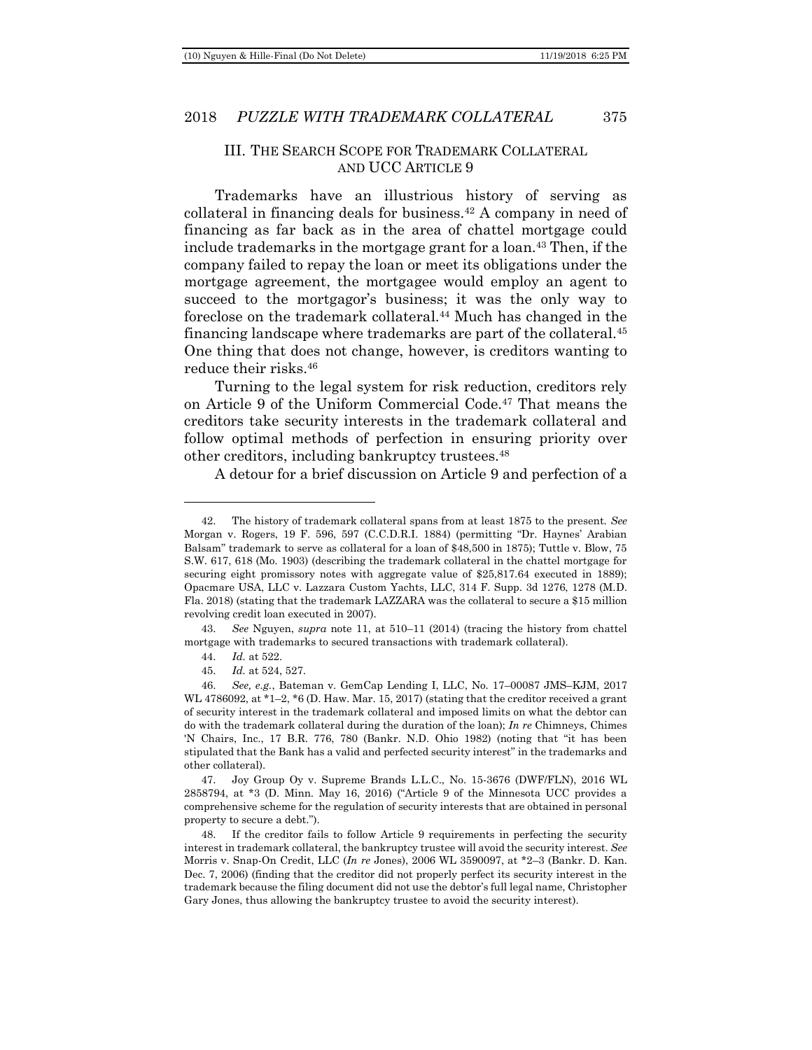## III. The Search Scope for Trademark Collateral and UCC Article 9

Trademarks have an illustrious history of serving as collateral in financing deals for business.[42] A company in need of financing as far back as in the area of chattel mortgage could include trademarks in the mortgage grant for a loan.[43] Then, if the company failed to repay the loan or meet its obligations under the mortgage agreement, the mortgagee would employ an agent to succeed to the mortgagor's business; it was the only way to foreclose on the trademark collateral.[44] Much has changed in the financing landscape where trademarks are part of the collateral.[45] One thing that does not change, however, is creditors wanting to reduce their risks.[46]

Turning to the legal system for risk reduction, creditors rely on Article 9 of the Uniform Commercial Code.[47] That means the creditors take security interests in the trademark collateral and follow optimal methods of perfection in ensuring priority over other creditors, including bankruptcy trustees.[48]

A detour for a brief discussion on Article 9 and perfection of a

---

42. The history of trademark collateral spans from at least 1875 to the present. *See* Morgan v. Rogers, 19 F. 596, 597 (C.C.D.R.I. 1884) (permitting "Dr. Haynes' Arabian Balsam" trademark to serve as collateral for a loan of $48,500 in 1875); Tuttle v. Blow, 75 S.W. 617, 618 (Mo. 1903) (describing the trademark collateral in the chattel mortgage for securing eight promissory notes with aggregate value of $25,817.64 executed in 1889); Opacmare USA, LLC v. Lazzara Custom Yachts, LLC, 314 F. Supp. 3d 1276, 1278 (M.D. Fla. 2018) (stating that the trademark LAZZARA was the collateral to secure a $15 million revolving credit loan executed in 2007).

43. *See* Nguyen, *supra* note 11, at 510–11 (2014) (tracing the history from chattel mortgage with trademarks to secured transactions with trademark collateral).

44. *Id.* at 522.

45. *Id.* at 524, 527.

46. *See, e.g.*, Bateman v. GemCap Lending I, LLC, No. 17–00087 JMS–KJM, 2017 WL 4786092, at *1–2, *6 (D. Haw. Mar. 15, 2017) (stating that the creditor received a grant of security interest in the trademark collateral and imposed limits on what the debtor can do with the trademark collateral during the duration of the loan); *In re* Chimneys, Chimes 'N Chairs, Inc., 17 B.R. 776, 780 (Bankr. N.D. Ohio 1982) (noting that "it has been stipulated that the Bank has a valid and perfected security interest" in the trademarks and other collateral).

47. Joy Group Oy v. Supreme Brands L.L.C., No. 15-3676 (DWF/FLN), 2016 WL 2858794, at *3 (D. Minn. May 16, 2016) ("Article 9 of the Minnesota UCC provides a comprehensive scheme for the regulation of security interests that are obtained in personal property to secure a debt.").

48. If the creditor fails to follow Article 9 requirements in perfecting the security interest in trademark collateral, the bankruptcy trustee will avoid the security interest. *See* Morris v. Snap-On Credit, LLC (*In re* Jones), 2006 WL 3590097, at *2–3 (Bankr. D. Kan. Dec. 7, 2006) (finding that the creditor did not properly perfect its security interest in the trademark because the filing document did not use the debtor's full legal name, Christopher Gary Jones, thus allowing the bankruptcy trustee to avoid the security interest).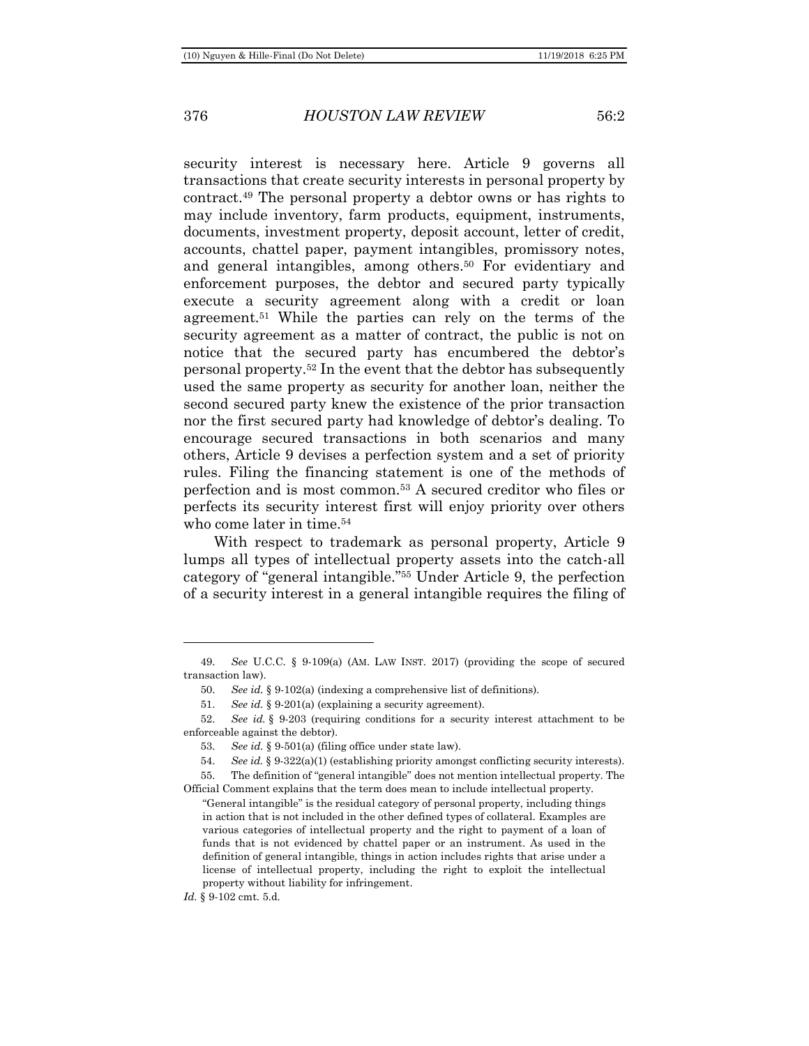security interest is necessary here. Article 9 governs all transactions that create security interests in personal property by contract.[49] The personal property a debtor owns or has rights to may include inventory, farm products, equipment, instruments, documents, investment property, deposit account, letter of credit, accounts, chattel paper, payment intangibles, promissory notes, and general intangibles, among others.[50] For evidentiary and enforcement purposes, the debtor and secured party typically execute a security agreement along with a credit or loan agreement.[51] While the parties can rely on the terms of the security agreement as a matter of contract, the public is not on notice that the secured party has encumbered the debtor's personal property.[52] In the event that the debtor has subsequently used the same property as security for another loan, neither the second secured party knew the existence of the prior transaction nor the first secured party had knowledge of debtor's dealing. To encourage secured transactions in both scenarios and many others, Article 9 devises a perfection system and a set of priority rules. Filing the financing statement is one of the methods of perfection and is most common.[53] A secured creditor who files or perfects its security interest first will enjoy priority over others who come later in time.[54]

With respect to trademark as personal property, Article 9 lumps all types of intellectual property assets into the catch-all category of "general intangible."[55] Under Article 9, the perfection of a security interest in a general intangible requires the filing of

---

49. *See* U.C.C. § 9-109(a) (AM. LAW INST. 2017) (providing the scope of secured transaction law).

50. *See id.* § 9-102(a) (indexing a comprehensive list of definitions).

51. *See id.* § 9-201(a) (explaining a security agreement).

52. *See id.* § 9-203 (requiring conditions for a security interest attachment to be enforceable against the debtor).

53. *See id.* § 9-501(a) (filing office under state law).

54. *See id.* § 9-322(a)(1) (establishing priority amongst conflicting security interests).

55. The definition of "general intangible" does not mention intellectual property. The Official Comment explains that the term does mean to include intellectual property.

> "General intangible" is the residual category of personal property, including things in action that is not included in the other defined types of collateral. Examples are various categories of intellectual property and the right to payment of a loan of funds that is not evidenced by chattel paper or an instrument. As used in the definition of general intangible, things in action includes rights that arise under a license of intellectual property, including the right to exploit the intellectual property without liability for infringement.

*Id.* § 9-102 cmt. 5.d.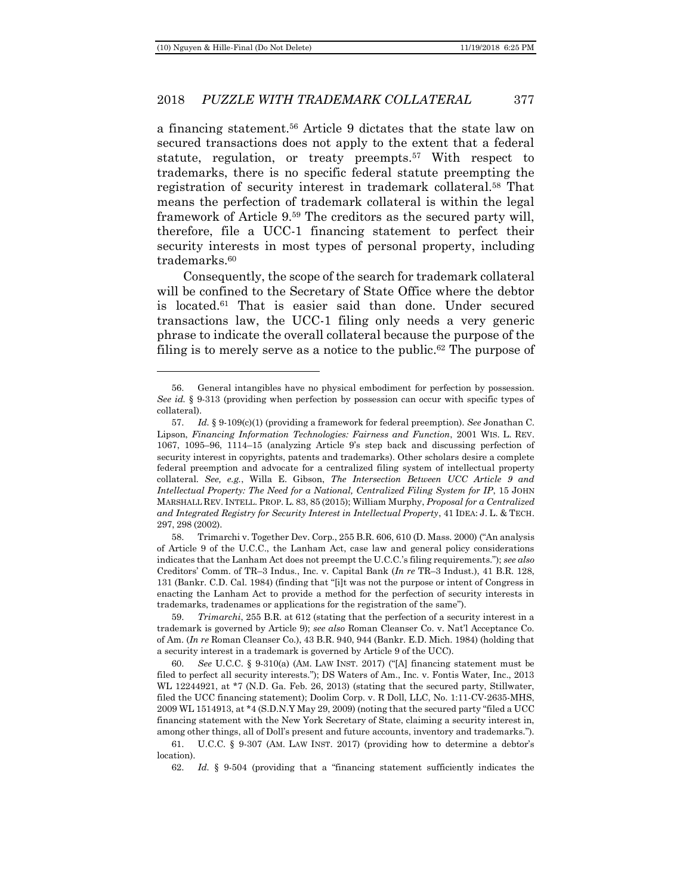a financing statement.[56] Article 9 dictates that the state law on secured transactions does not apply to the extent that a federal statute, regulation, or treaty preempts.[57] With respect to trademarks, there is no specific federal statute preempting the registration of security interest in trademark collateral.[58] That means the perfection of trademark collateral is within the legal framework of Article 9.[59] The creditors as the secured party will, therefore, file a UCC-1 financing statement to perfect their security interests in most types of personal property, including trademarks.[60]

Consequently, the scope of the search for trademark collateral will be confined to the Secretary of State Office where the debtor is located.[61] That is easier said than done. Under secured transactions law, the UCC-1 filing only needs a very generic phrase to indicate the overall collateral because the purpose of the filing is to merely serve as a notice to the public.[62] The purpose of

---

56. General intangibles have no physical embodiment for perfection by possession. *See id.* § 9-313 (providing when perfection by possession can occur with specific types of collateral).

57. *Id.* § 9-109(c)(1) (providing a framework for federal preemption). *See* Jonathan C. Lipson, *Financing Information Technologies: Fairness and Function*, 2001 WIS. L. REV. 1067, 1095–96, 1114–15 (analyzing Article 9's step back and discussing perfection of security interest in copyrights, patents and trademarks). Other scholars desire a complete federal preemption and advocate for a centralized filing system of intellectual property collateral. *See, e.g.*, Willa E. Gibson, *The Intersection Between UCC Article 9 and Intellectual Property: The Need for a National, Centralized Filing System for IP*, 15 JOHN MARSHALL REV. INTELL. PROP. L. 83, 85 (2015); William Murphy, *Proposal for a Centralized and Integrated Registry for Security Interest in Intellectual Property*, 41 IDEA: J. L. & TECH. 297, 298 (2002).

58. Trimarchi v. Together Dev. Corp., 255 B.R. 606, 610 (D. Mass. 2000) ("An analysis of Article 9 of the U.C.C., the Lanham Act, case law and general policy considerations indicates that the Lanham Act does not preempt the U.C.C.'s filing requirements."); *see also* Creditors' Comm. of TR–3 Indus., Inc. v. Capital Bank (*In re* TR–3 Indust.), 41 B.R. 128, 131 (Bankr. C.D. Cal. 1984) (finding that "[i]t was not the purpose or intent of Congress in enacting the Lanham Act to provide a method for the perfection of security interests in trademarks, tradenames or applications for the registration of the same").

59. *Trimarchi*, 255 B.R. at 612 (stating that the perfection of a security interest in a trademark is governed by Article 9); *see also* Roman Cleanser Co. v. Nat'l Acceptance Co. of Am. (*In re* Roman Cleanser Co.), 43 B.R. 940, 944 (Bankr. E.D. Mich. 1984) (holding that a security interest in a trademark is governed by Article 9 of the UCC).

60. *See* U.C.C. § 9-310(a) (AM. LAW INST. 2017) ("[A] financing statement must be filed to perfect all security interests."); DS Waters of Am., Inc. v. Fontis Water, Inc., 2013 WL 12244921, at *7 (N.D. Ga. Feb. 26, 2013) (stating that the secured party, Stillwater, filed the UCC financing statement); Doolim Corp. v. R Doll, LLC, No. 1:11-CV-2635-MHS, 2009 WL 1514913, at *4 (S.D.N.Y May 29, 2009) (noting that the secured party "filed a UCC financing statement with the New York Secretary of State, claiming a security interest in, among other things, all of Doll's present and future accounts, inventory and trademarks.").

61. U.C.C. § 9-307 (AM. LAW INST. 2017) (providing how to determine a debtor's location).

62. *Id.* § 9-504 (providing that a "financing statement sufficiently indicates the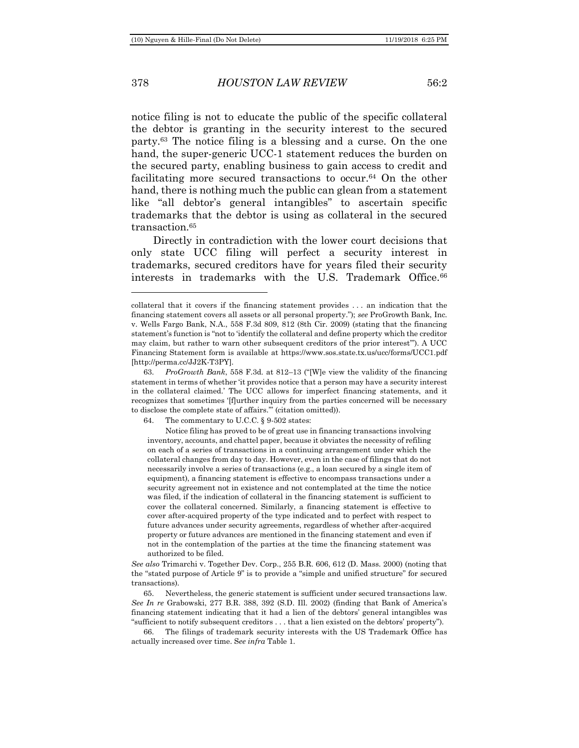notice filing is not to educate the public of the specific collateral the debtor is granting in the security interest to the secured party.[63] The notice filing is a blessing and a curse. On the one hand, the super-generic UCC-1 statement reduces the burden on the secured party, enabling business to gain access to credit and facilitating more secured transactions to occur.[64] On the other hand, there is nothing much the public can glean from a statement like "all debtor's general intangibles" to ascertain specific trademarks that the debtor is using as collateral in the secured transaction.[65]

Directly in contradiction with the lower court decisions that only state UCC filing will perfect a security interest in trademarks, secured creditors have for years filed their security interests in trademarks with the U.S. Trademark Office.[66]

---

collateral that it covers if the financing statement provides . . . an indication that the financing statement covers all assets or all personal property."); *see* ProGrowth Bank, Inc. v. Wells Fargo Bank, N.A., 558 F.3d 809, 812 (8th Cir. 2009) (stating that the financing statement's function is "not to 'identify the collateral and define property which the creditor may claim, but rather to warn other subsequent creditors of the prior interest'"). A UCC Financing Statement form is available at https://www.sos.state.tx.us/ucc/forms/UCC1.pdf [http://perma.cc/JJ2K-T3PY].

63. *ProGrowth Bank*, 558 F.3d. at 812–13 ("[W]e view the validity of the financing statement in terms of whether 'it provides notice that a person may have a security interest in the collateral claimed.' The UCC allows for imperfect financing statements, and it recognizes that sometimes '[f]urther inquiry from the parties concerned will be necessary to disclose the complete state of affairs.'" (citation omitted)).

64. The commentary to U.C.C. § 9-502 states:

> Notice filing has proved to be of great use in financing transactions involving inventory, accounts, and chattel paper, because it obviates the necessity of refiling on each of a series of transactions in a continuing arrangement under which the collateral changes from day to day. However, even in the case of filings that do not necessarily involve a series of transactions (e.g., a loan secured by a single item of equipment), a financing statement is effective to encompass transactions under a security agreement not in existence and not contemplated at the time the notice was filed, if the indication of collateral in the financing statement is sufficient to cover the collateral concerned. Similarly, a financing statement is effective to cover after-acquired property of the type indicated and to perfect with respect to future advances under security agreements, regardless of whether after-acquired property or future advances are mentioned in the financing statement and even if not in the contemplation of the parties at the time the financing statement was authorized to be filed.

*See also* Trimarchi v. Together Dev. Corp., 255 B.R. 606, 612 (D. Mass. 2000) (noting that the "stated purpose of Article 9" is to provide a "simple and unified structure" for secured transactions).

65. Nevertheless, the generic statement is sufficient under secured transactions law. *See In re* Grabowski, 277 B.R. 388, 392 (S.D. Ill. 2002) (finding that Bank of America's financing statement indicating that it had a lien of the debtors' general intangibles was "sufficient to notify subsequent creditors . . . that a lien existed on the debtors' property").

66. The filings of trademark security interests with the US Trademark Office has actually increased over time. S*ee infra* Table 1.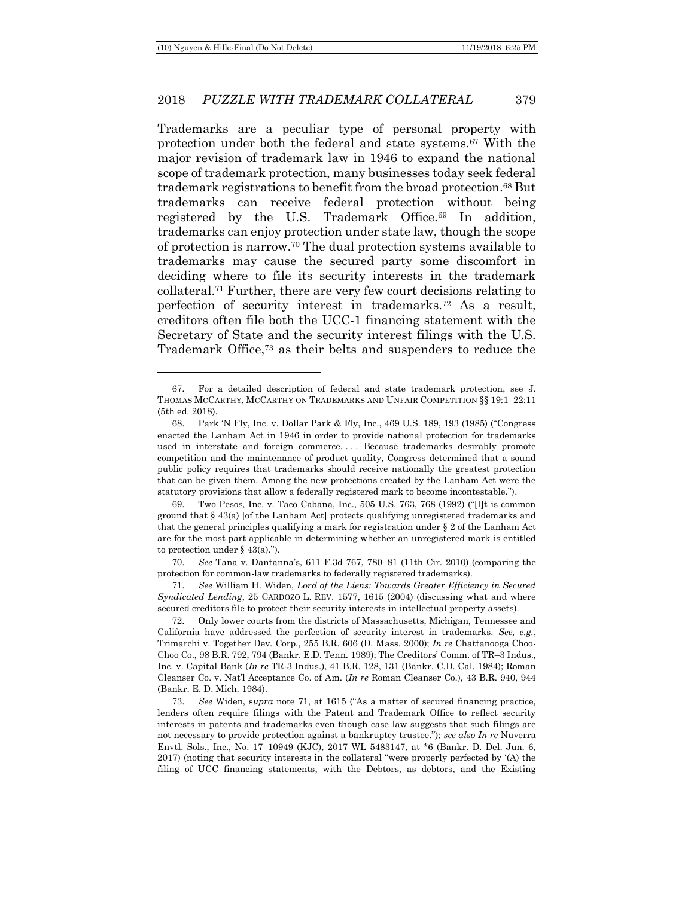Trademarks are a peculiar type of personal property with protection under both the federal and state systems.[67] With the major revision of trademark law in 1946 to expand the national scope of trademark protection, many businesses today seek federal trademark registrations to benefit from the broad protection.[68] But trademarks can receive federal protection without being registered by the U.S. Trademark Office.[69] In addition, trademarks can enjoy protection under state law, though the scope of protection is narrow.[70] The dual protection systems available to trademarks may cause the secured party some discomfort in deciding where to file its security interests in the trademark collateral.[71] Further, there are very few court decisions relating to perfection of security interest in trademarks.[72] As a result, creditors often file both the UCC-1 financing statement with the Secretary of State and the security interest filings with the U.S. Trademark Office,[73] as their belts and suspenders to reduce the

---

67. For a detailed description of federal and state trademark protection, see J. THOMAS MCCARTHY, MCCARTHY ON TRADEMARKS AND UNFAIR COMPETITION §§ 19:1–22:11 (5th ed. 2018).

68. Park 'N Fly, Inc. v. Dollar Park & Fly, Inc., 469 U.S. 189, 193 (1985) ("Congress enacted the Lanham Act in 1946 in order to provide national protection for trademarks used in interstate and foreign commerce. . . . Because trademarks desirably promote competition and the maintenance of product quality, Congress determined that a sound public policy requires that trademarks should receive nationally the greatest protection that can be given them. Among the new protections created by the Lanham Act were the statutory provisions that allow a federally registered mark to become incontestable.").

69. Two Pesos, Inc. v. Taco Cabana, Inc., 505 U.S. 763, 768 (1992) ("[I]t is common ground that § 43(a) [of the Lanham Act] protects qualifying unregistered trademarks and that the general principles qualifying a mark for registration under § 2 of the Lanham Act are for the most part applicable in determining whether an unregistered mark is entitled to protection under § 43(a).").

70. *See* Tana v. Dantanna's, 611 F.3d 767, 780–81 (11th Cir. 2010) (comparing the protection for common-law trademarks to federally registered trademarks).

71. *See* William H. Widen, *Lord of the Liens: Towards Greater Efficiency in Secured Syndicated Lending*, 25 CARDOZO L. REV. 1577, 1615 (2004) (discussing what and where secured creditors file to protect their security interests in intellectual property assets).

72. Only lower courts from the districts of Massachusetts, Michigan, Tennessee and California have addressed the perfection of security interest in trademarks. *See, e.g.*, Trimarchi v. Together Dev. Corp., 255 B.R. 606 (D. Mass. 2000); *In re* Chattanooga Choo-Choo Co., 98 B.R. 792, 794 (Bankr. E.D. Tenn. 1989); The Creditors' Comm. of TR–3 Indus., Inc. v. Capital Bank (*In re* TR-3 Indus.), 41 B.R. 128, 131 (Bankr. C.D. Cal. 1984); Roman Cleanser Co. v. Nat'l Acceptance Co. of Am. (*In re* Roman Cleanser Co.), 43 B.R. 940, 944 (Bankr. E. D. Mich. 1984).

73. *See* Widen, *supra* note 71, at 1615 ("As a matter of secured financing practice, lenders often require filings with the Patent and Trademark Office to reflect security interests in patents and trademarks even though case law suggests that such filings are not necessary to provide protection against a bankruptcy trustee."); *see also In re* Nuverra Envtl. Sols., Inc., No. 17–10949 (KJC), 2017 WL 5483147, at *6 (Bankr. D. Del. Jun. 6, 2017) (noting that security interests in the collateral "were properly perfected by '(A) the filing of UCC financing statements, with the Debtors, as debtors, and the Existing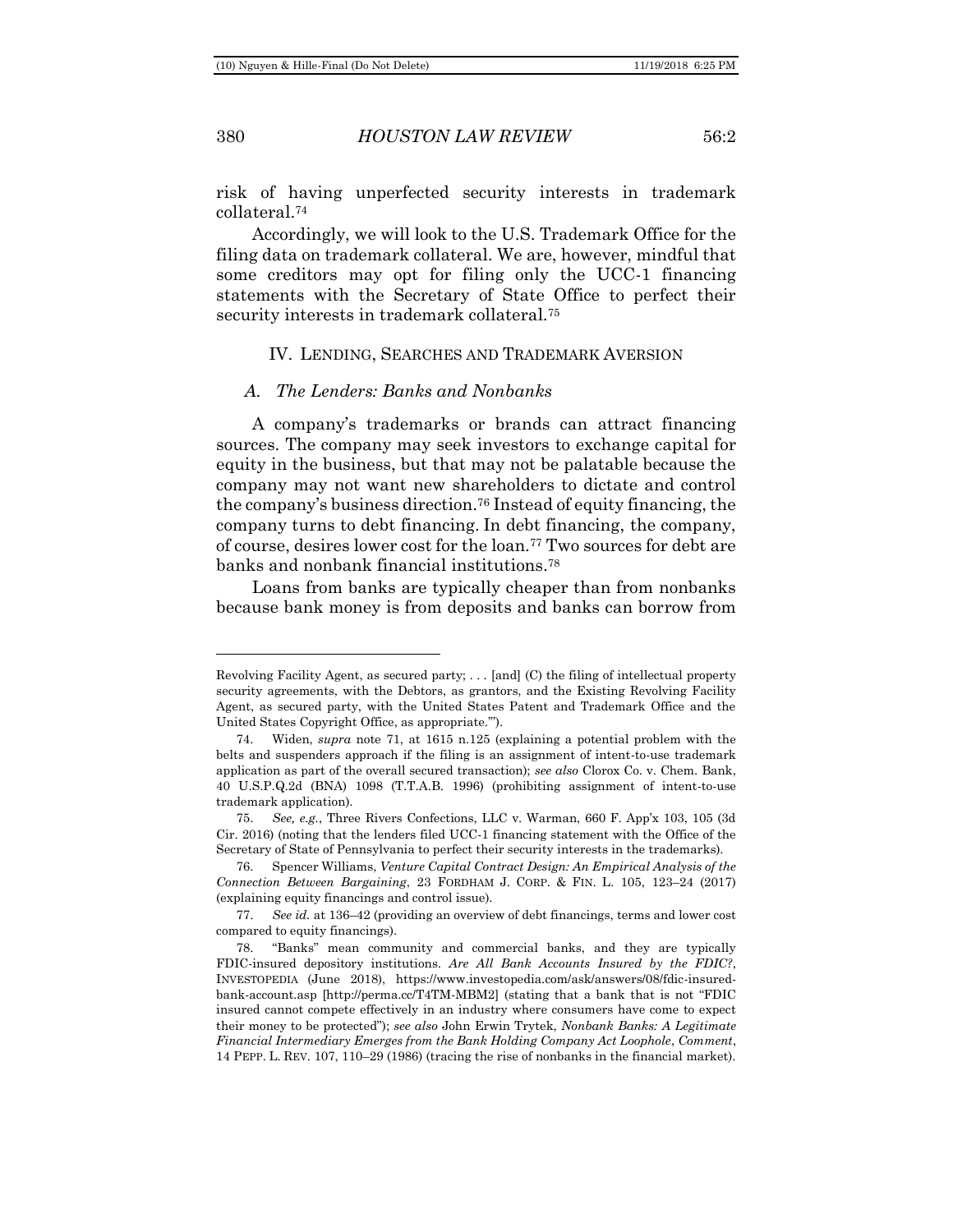risk of having unperfected security interests in trademark collateral.[74]

Accordingly, we will look to the U.S. Trademark Office for the filing data on trademark collateral. We are, however, mindful that some creditors may opt for filing only the UCC-1 financing statements with the Secretary of State Office to perfect their security interests in trademark collateral.[75]

## IV. Lending, Searches and Trademark Aversion

### *A. The Lenders: Banks and Nonbanks*

A company's trademarks or brands can attract financing sources. The company may seek investors to exchange capital for equity in the business, but that may not be palatable because the company may not want new shareholders to dictate and control the company's business direction.[76] Instead of equity financing, the company turns to debt financing. In debt financing, the company, of course, desires lower cost for the loan.[77] Two sources for debt are banks and nonbank financial institutions.[78]

Loans from banks are typically cheaper than from nonbanks because bank money is from deposits and banks can borrow from

---

Revolving Facility Agent, as secured party; . . . [and] (C) the filing of intellectual property security agreements, with the Debtors, as grantors, and the Existing Revolving Facility Agent, as secured party, with the United States Patent and Trademark Office and the United States Copyright Office, as appropriate.'").

74. Widen, *supra* note 71, at 1615 n.125 (explaining a potential problem with the belts and suspenders approach if the filing is an assignment of intent-to-use trademark application as part of the overall secured transaction); *see also* Clorox Co. v. Chem. Bank, 40 U.S.P.Q.2d (BNA) 1098 (T.T.A.B. 1996) (prohibiting assignment of intent-to-use trademark application).

75. *See, e.g.*, Three Rivers Confections, LLC v. Warman, 660 F. App'x 103, 105 (3d Cir. 2016) (noting that the lenders filed UCC-1 financing statement with the Office of the Secretary of State of Pennsylvania to perfect their security interests in the trademarks).

76. Spencer Williams, *Venture Capital Contract Design: An Empirical Analysis of the Connection Between Bargaining*, 23 FORDHAM J. CORP. & FIN. L. 105, 123–24 (2017) (explaining equity financings and control issue).

77. *See id.* at 136–42 (providing an overview of debt financings, terms and lower cost compared to equity financings).

78. "Banks" mean community and commercial banks, and they are typically FDIC-insured depository institutions. *Are All Bank Accounts Insured by the FDIC?*, INVESTOPEDIA (June 2018), https://www.investopedia.com/ask/answers/08/fdic-insured-bank-account.asp [http://perma.cc/T4TM-MBM2] (stating that a bank that is not "FDIC insured cannot compete effectively in an industry where consumers have come to expect their money to be protected"); *see also* John Erwin Trytek, *Nonbank Banks: A Legitimate Financial Intermediary Emerges from the Bank Holding Company Act Loophole*, *Comment*, 14 PEPP. L. REV. 107, 110–29 (1986) (tracing the rise of nonbanks in the financial market).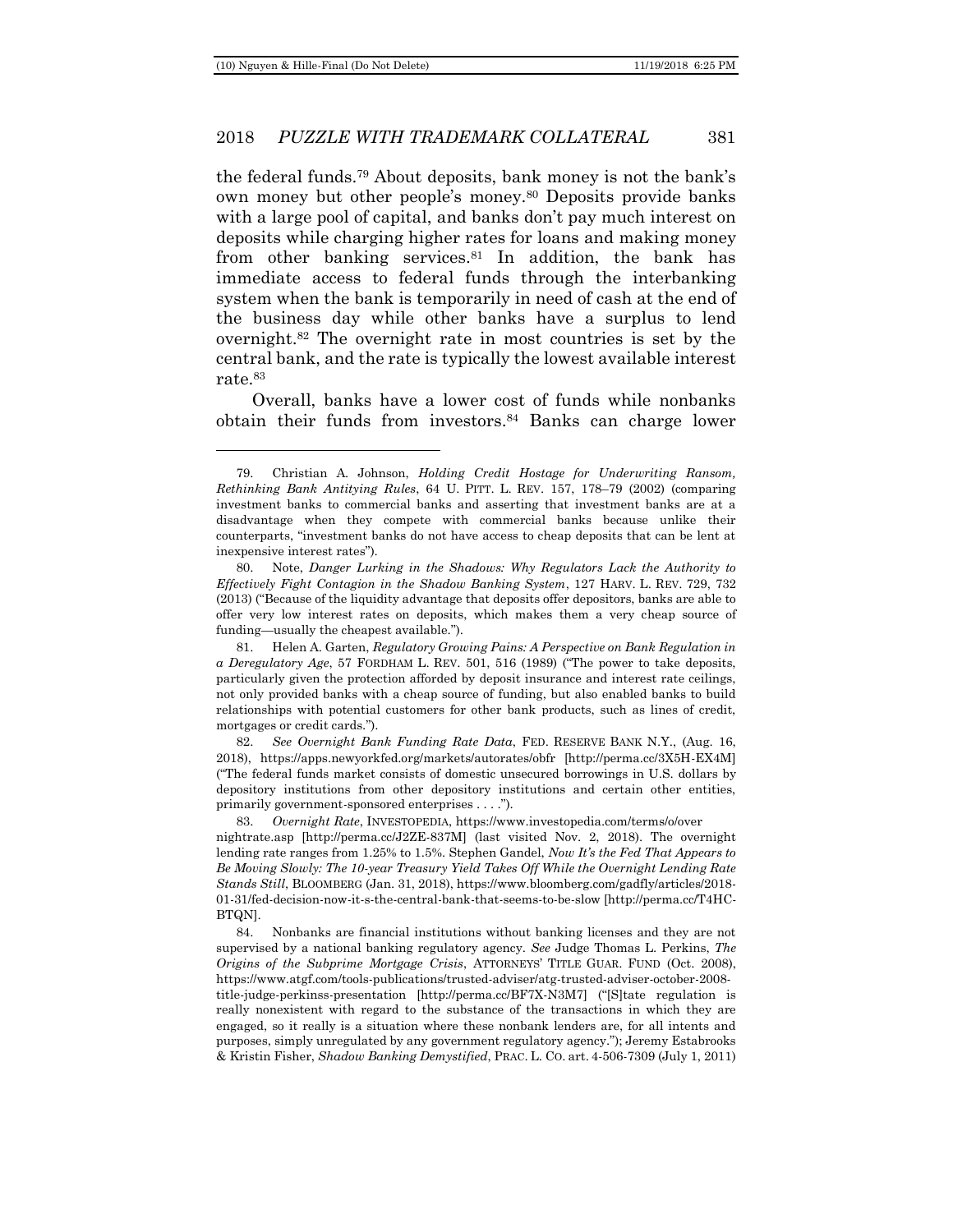the federal funds.[79] About deposits, bank money is not the bank's own money but other people's money.[80] Deposits provide banks with a large pool of capital, and banks don't pay much interest on deposits while charging higher rates for loans and making money from other banking services.[81] In addition, the bank has immediate access to federal funds through the interbanking system when the bank is temporarily in need of cash at the end of the business day while other banks have a surplus to lend overnight.[82] The overnight rate in most countries is set by the central bank, and the rate is typically the lowest available interest rate.[83]

Overall, banks have a lower cost of funds while nonbanks obtain their funds from investors.[84] Banks can charge lower

---

79. Christian A. Johnson, *Holding Credit Hostage for Underwriting Ransom, Rethinking Bank Antitying Rules*, 64 U. PITT. L. REV. 157, 178–79 (2002) (comparing investment banks to commercial banks and asserting that investment banks are at a disadvantage when they compete with commercial banks because unlike their counterparts, "investment banks do not have access to cheap deposits that can be lent at inexpensive interest rates").

80. Note, *Danger Lurking in the Shadows: Why Regulators Lack the Authority to Effectively Fight Contagion in the Shadow Banking System*, 127 HARV. L. REV. 729, 732 (2013) ("Because of the liquidity advantage that deposits offer depositors, banks are able to offer very low interest rates on deposits, which makes them a very cheap source of funding—usually the cheapest available.").

81. Helen A. Garten, *Regulatory Growing Pains: A Perspective on Bank Regulation in a Deregulatory Age*, 57 FORDHAM L. REV. 501, 516 (1989) ("The power to take deposits, particularly given the protection afforded by deposit insurance and interest rate ceilings, not only provided banks with a cheap source of funding, but also enabled banks to build relationships with potential customers for other bank products, such as lines of credit, mortgages or credit cards.").

82. *See Overnight Bank Funding Rate Data*, FED. RESERVE BANK N.Y., (Aug. 16, 2018), https://apps.newyorkfed.org/markets/autorates/obfr [http://perma.cc/3X5H-EX4M] ("The federal funds market consists of domestic unsecured borrowings in U.S. dollars by depository institutions from other depository institutions and certain other entities, primarily government-sponsored enterprises . . . .").

83. *Overnight Rate*, INVESTOPEDIA, https://www.investopedia.com/terms/o/overnightrate.asp [http://perma.cc/J2ZE-837M] (last visited Nov. 2, 2018). The overnight lending rate ranges from 1.25% to 1.5%. Stephen Gandel, *Now It's the Fed That Appears to Be Moving Slowly: The 10-year Treasury Yield Takes Off While the Overnight Lending Rate Stands Still*, BLOOMBERG (Jan. 31, 2018), https://www.bloomberg.com/gadfly/articles/2018-01-31/fed-decision-now-it-s-the-central-bank-that-seems-to-be-slow [http://perma.cc/T4HC-BTQN].

84. Nonbanks are financial institutions without banking licenses and they are not supervised by a national banking regulatory agency. *See* Judge Thomas L. Perkins, *The Origins of the Subprime Mortgage Crisis*, ATTORNEYS' TITLE GUAR. FUND (Oct. 2008), https://www.atgf.com/tools-publications/trusted-adviser/atg-trusted-adviser-october-2008-title-judge-perkinss-presentation [http://perma.cc/BF7X-N3M7] ("[S]tate regulation is really nonexistent with regard to the substance of the transactions in which they are engaged, so it really is a situation where these nonbank lenders are, for all intents and purposes, simply unregulated by any government regulatory agency."); Jeremy Estabrooks & Kristin Fisher, *Shadow Banking Demystified*, PRAC. L. CO. art. 4-506-7309 (July 1, 2011)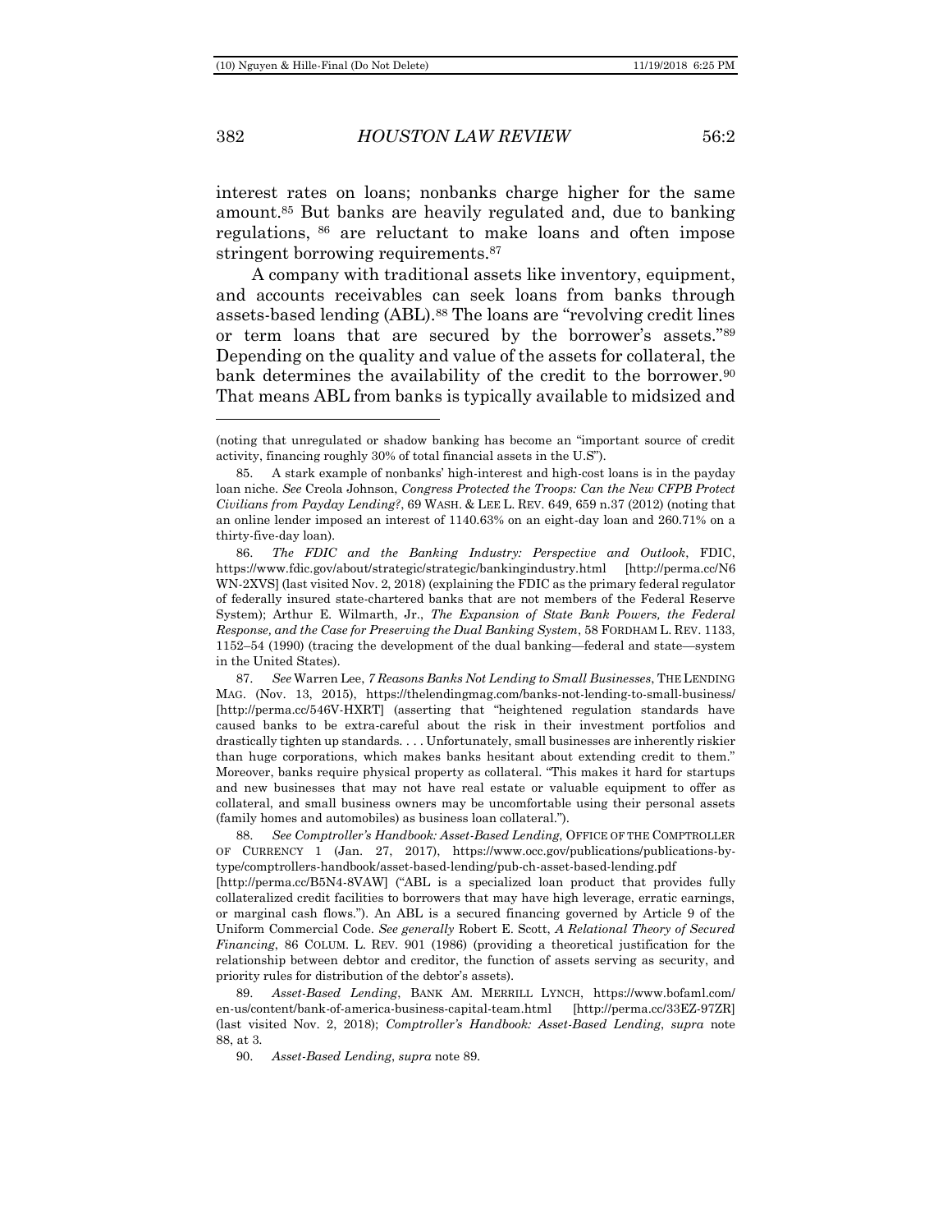interest rates on loans; nonbanks charge higher for the same amount.[85] But banks are heavily regulated and, due to banking regulations, [86] are reluctant to make loans and often impose stringent borrowing requirements.[87]

A company with traditional assets like inventory, equipment, and accounts receivables can seek loans from banks through assets-based lending (ABL).[88] The loans are "revolving credit lines or term loans that are secured by the borrower's assets."[89] Depending on the quality and value of the assets for collateral, the bank determines the availability of the credit to the borrower.[90] That means ABL from banks is typically available to midsized and

---

(noting that unregulated or shadow banking has become an "important source of credit activity, financing roughly 30% of total financial assets in the U.S").

85. A stark example of nonbanks' high-interest and high-cost loans is in the payday loan niche. *See* Creola Johnson, *Congress Protected the Troops: Can the New CFPB Protect Civilians from Payday Lending?*, 69 WASH. & LEE L. REV. 649, 659 n.37 (2012) (noting that an online lender imposed an interest of 1140.63% on an eight-day loan and 260.71% on a thirty-five-day loan).

86. *The FDIC and the Banking Industry: Perspective and Outlook*, FDIC, https://www.fdic.gov/about/strategic/strategic/bankingindustry.html [http://perma.cc/N6WN-2XVS] (last visited Nov. 2, 2018) (explaining the FDIC as the primary federal regulator of federally insured state-chartered banks that are not members of the Federal Reserve System); Arthur E. Wilmarth, Jr., *The Expansion of State Bank Powers, the Federal Response, and the Case for Preserving the Dual Banking System*, 58 FORDHAM L. REV. 1133, 1152–54 (1990) (tracing the development of the dual banking—federal and state—system in the United States).

87. *See* Warren Lee, *7 Reasons Banks Not Lending to Small Businesses*, THE LENDING MAG. (Nov. 13, 2015), https://thelendingmag.com/banks-not-lending-to-small-business/ [http://perma.cc/546V-HXRT] (asserting that "heightened regulation standards have caused banks to be extra-careful about the risk in their investment portfolios and drastically tighten up standards. . . . Unfortunately, small businesses are inherently riskier than huge corporations, which makes banks hesitant about extending credit to them." Moreover, banks require physical property as collateral. "This makes it hard for startups and new businesses that may not have real estate or valuable equipment to offer as collateral, and small business owners may be uncomfortable using their personal assets (family homes and automobiles) as business loan collateral.").

88. *See Comptroller's Handbook: Asset-Based Lending*, OFFICE OF THE COMPTROLLER OF CURRENCY 1 (Jan. 27, 2017), https://www.occ.gov/publications/publications-by-type/comptrollers-handbook/asset-based-lending/pub-ch-asset-based-lending.pdf [http://perma.cc/B5N4-8VAW] ("ABL is a specialized loan product that provides fully collateralized credit facilities to borrowers that may have high leverage, erratic earnings, or marginal cash flows."). An ABL is a secured financing governed by Article 9 of the Uniform Commercial Code. *See generally* Robert E. Scott, *A Relational Theory of Secured Financing*, 86 COLUM. L. REV. 901 (1986) (providing a theoretical justification for the relationship between debtor and creditor, the function of assets serving as security, and priority rules for distribution of the debtor's assets).

89. *Asset-Based Lending*, BANK AM. MERRILL LYNCH, https://www.bofaml.com/en-us/content/bank-of-america-business-capital-team.html [http://perma.cc/33EZ-97ZR] (last visited Nov. 2, 2018); *Comptroller's Handbook: Asset-Based Lending*, *supra* note 88, at 3.

90. *Asset-Based Lending*, *supra* note 89.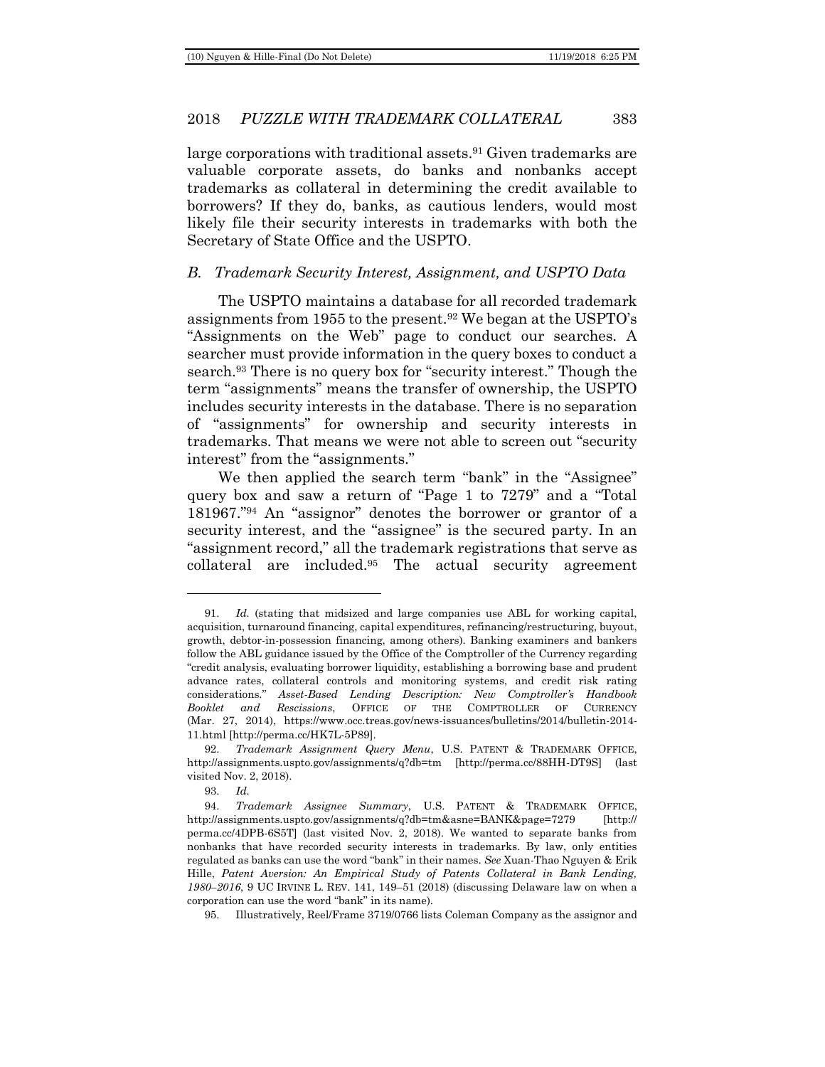large corporations with traditional assets.[91] Given trademarks are valuable corporate assets, do banks and nonbanks accept trademarks as collateral in determining the credit available to borrowers? If they do, banks, as cautious lenders, would most likely file their security interests in trademarks with both the Secretary of State Office and the USPTO.

### *B. Trademark Security Interest, Assignment, and USPTO Data*

The USPTO maintains a database for all recorded trademark assignments from 1955 to the present.[92] We began at the USPTO's "Assignments on the Web" page to conduct our searches. A searcher must provide information in the query boxes to conduct a search.[93] There is no query box for "security interest." Though the term "assignments" means the transfer of ownership, the USPTO includes security interests in the database. There is no separation of "assignments" for ownership and security interests in trademarks. That means we were not able to screen out "security interest" from the "assignments."

We then applied the search term "bank" in the "Assignee" query box and saw a return of "Page 1 to 7279" and a "Total 181967."[94] An "assignor" denotes the borrower or grantor of a security interest, and the "assignee" is the secured party. In an "assignment record," all the trademark registrations that serve as collateral are included.[95] The actual security agreement

---

91. *Id.* (stating that midsized and large companies use ABL for working capital, acquisition, turnaround financing, capital expenditures, refinancing/restructuring, buyout, growth, debtor-in-possession financing, among others). Banking examiners and bankers follow the ABL guidance issued by the Office of the Comptroller of the Currency regarding "credit analysis, evaluating borrower liquidity, establishing a borrowing base and prudent advance rates, collateral controls and monitoring systems, and credit risk rating considerations." *Asset-Based Lending Description: New Comptroller's Handbook Booklet and Rescissions*, OFFICE OF THE COMPTROLLER OF CURRENCY (Mar. 27, 2014), https://www.occ.treas.gov/news-issuances/bulletins/2014/bulletin-2014-11.html [http://perma.cc/HK7L-5P89].

92. *Trademark Assignment Query Menu*, U.S. PATENT & TRADEMARK OFFICE, http://assignments.uspto.gov/assignments/q?db=tm [http://perma.cc/88HH-DT9S] (last visited Nov. 2, 2018).

93. *Id.*

94. *Trademark Assignee Summary*, U.S. PATENT & TRADEMARK OFFICE, http://assignments.uspto.gov/assignments/q?db=tm&asne=BANK&page=7279 [http://perma.cc/4DPB-6S5T] (last visited Nov. 2, 2018). We wanted to separate banks from nonbanks that have recorded security interests in trademarks. By law, only entities regulated as banks can use the word "bank" in their names. *See* Xuan-Thao Nguyen & Erik Hille, *Patent Aversion: An Empirical Study of Patents Collateral in Bank Lending, 1980–2016*, 9 UC IRVINE L. REV. 141, 149–51 (2018) (discussing Delaware law on when a corporation can use the word "bank" in its name).

95. Illustratively, Reel/Frame 3719/0766 lists Coleman Company as the assignor and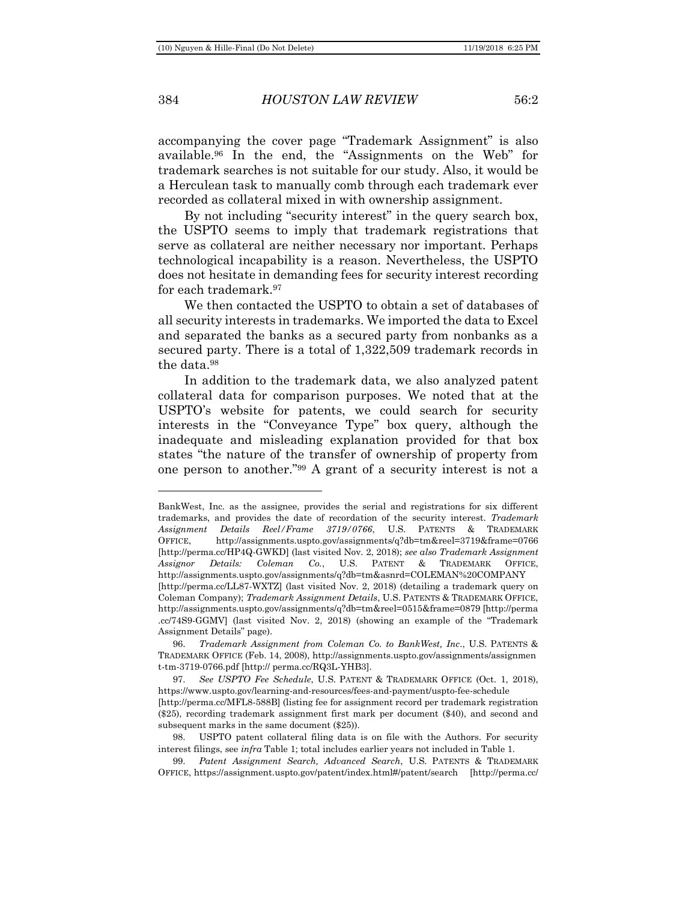accompanying the cover page "Trademark Assignment" is also available.[96] In the end, the "Assignments on the Web" for trademark searches is not suitable for our study. Also, it would be a Herculean task to manually comb through each trademark ever recorded as collateral mixed in with ownership assignment.

By not including "security interest" in the query search box, the USPTO seems to imply that trademark registrations that serve as collateral are neither necessary nor important. Perhaps technological incapability is a reason. Nevertheless, the USPTO does not hesitate in demanding fees for security interest recording for each trademark.[97]

We then contacted the USPTO to obtain a set of databases of all security interests in trademarks. We imported the data to Excel and separated the banks as a secured party from nonbanks as a secured party. There is a total of 1,322,509 trademark records in the data.[98]

In addition to the trademark data, we also analyzed patent collateral data for comparison purposes. We noted that at the USPTO's website for patents, we could search for security interests in the "Conveyance Type" box query, although the inadequate and misleading explanation provided for that box states "the nature of the transfer of ownership of property from one person to another."[99] A grant of a security interest is not a

---

BankWest, Inc. as the assignee, provides the serial and registrations for six different trademarks, and provides the date of recordation of the security interest. *Trademark Assignment Details Reel/Frame 3719/0766*, U.S. PATENTS & TRADEMARK OFFICE, http://assignments.uspto.gov/assignments/q?db=tm&reel=3719&frame=0766 [http://perma.cc/HP4Q-GWKD] (last visited Nov. 2, 2018); *see also Trademark Assignment Assignor Details: Coleman Co.*, U.S. PATENT & TRADEMARK OFFICE, http://assignments.uspto.gov/assignments/q?db=tm&asnrd=COLEMAN%20COMPANY [http://perma.cc/LL87-WXTZ] (last visited Nov. 2, 2018) (detailing a trademark query on Coleman Company); *Trademark Assignment Details*, U.S. PATENTS & TRADEMARK OFFICE, http://assignments.uspto.gov/assignments/q?db=tm&reel=0515&frame=0879 [http://perma.cc/74S9-GGMV] (last visited Nov. 2, 2018) (showing an example of the "Trademark Assignment Details" page).

96. *Trademark Assignment from Coleman Co. to BankWest, Inc*., U.S. PATENTS & TRADEMARK OFFICE (Feb. 14, 2008), http://assignments.uspto.gov/assignments/assignment-tm-3719-0766.pdf [http:// perma.cc/RQ3L-YHB3].

97. *See USPTO Fee Schedule*, U.S. PATENT & TRADEMARK OFFICE (Oct. 1, 2018), https://www.uspto.gov/learning-and-resources/fees-and-payment/uspto-fee-schedule [http://perma.cc/MFL8-588B] (listing fee for assignment record per trademark registration ($25), recording trademark assignment first mark per document ($40), and second and subsequent marks in the same document ($25)).

98. USPTO patent collateral filing data is on file with the Authors. For security interest filings, see *infra* Table 1; total includes earlier years not included in Table 1.

99. *Patent Assignment Search, Advanced Search*, U.S. PATENTS & TRADEMARK OFFICE, https://assignment.uspto.gov/patent/index.html#/patent/search [http://perma.cc/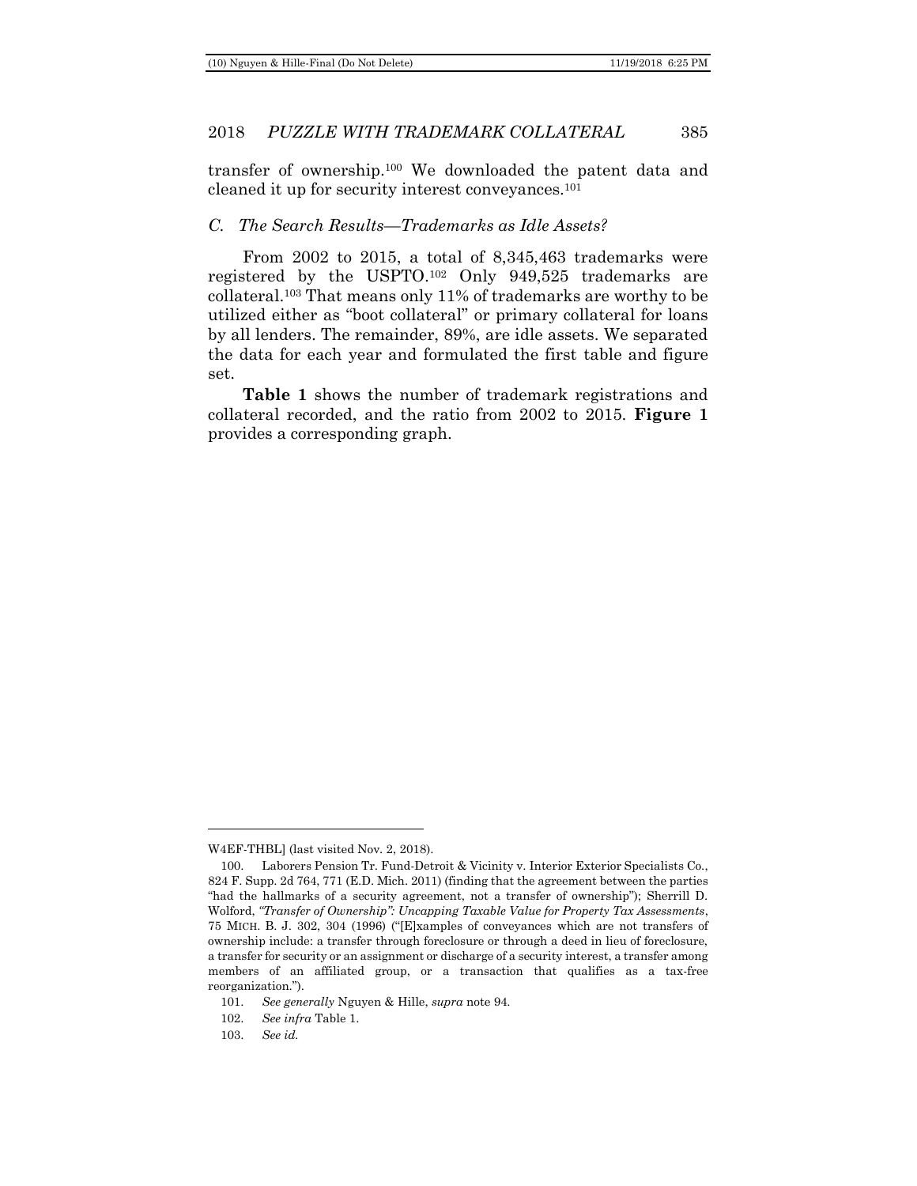transfer of ownership.[100] We downloaded the patent data and cleaned it up for security interest conveyances.[101]

### *C. The Search Results—Trademarks as Idle Assets?*

From 2002 to 2015, a total of 8,345,463 trademarks were registered by the USPTO.[102] Only 949,525 trademarks are collateral.[103] That means only 11% of trademarks are worthy to be utilized either as "boot collateral" or primary collateral for loans by all lenders. The remainder, 89%, are idle assets. We separated the data for each year and formulated the first table and figure set.

**Table 1** shows the number of trademark registrations and collateral recorded, and the ratio from 2002 to 2015. **Figure 1** provides a corresponding graph.

---

W4EF-THBL] (last visited Nov. 2, 2018).

100. Laborers Pension Tr. Fund-Detroit & Vicinity v. Interior Exterior Specialists Co., 824 F. Supp. 2d 764, 771 (E.D. Mich. 2011) (finding that the agreement between the parties "had the hallmarks of a security agreement, not a transfer of ownership"); Sherrill D. Wolford, *"Transfer of Ownership": Uncapping Taxable Value for Property Tax Assessments*, 75 MICH. B. J. 302, 304 (1996) ("[E]xamples of conveyances which are not transfers of ownership include: a transfer through foreclosure or through a deed in lieu of foreclosure, a transfer for security or an assignment or discharge of a security interest, a transfer among members of an affiliated group, or a transaction that qualifies as a tax-free reorganization.").

101. *See generally* Nguyen & Hille, *supra* note 94.

102. *See infra* Table 1.

103. *See id.*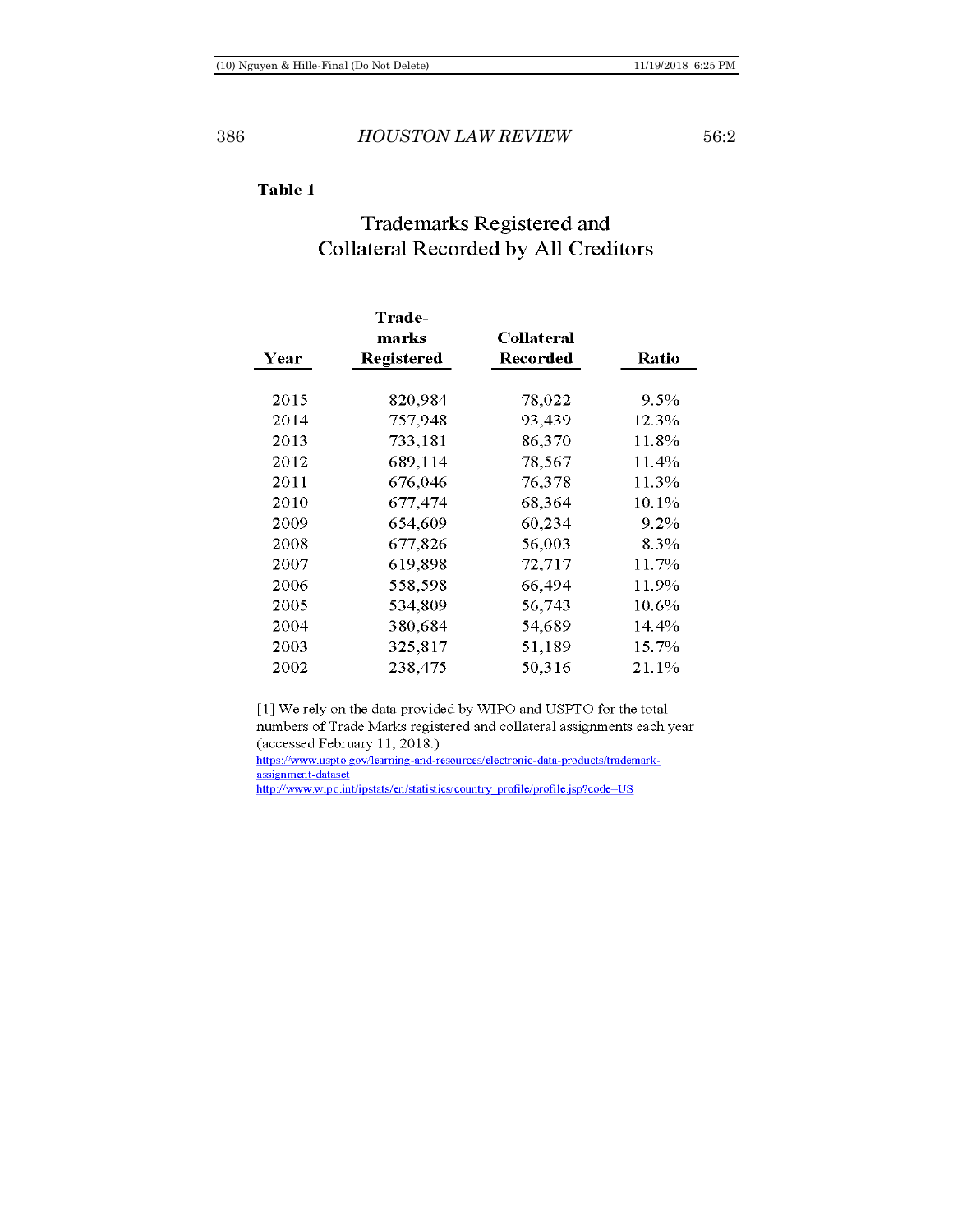**Table 1**

## Trademarks Registered and Collateral Recorded by All Creditors

| Year | Trade-marks Registered | Collateral Recorded | Ratio |
|---|---|---|---|
| 2015 | 820,984 | 78,022 | 9.5% |
| 2014 | 757,948 | 93,439 | 12.3% |
| 2013 | 733,181 | 86,370 | 11.8% |
| 2012 | 689,114 | 78,567 | 11.4% |
| 2011 | 676,046 | 76,378 | 11.3% |
| 2010 | 677,474 | 68,364 | 10.1% |
| 2009 | 654,609 | 60,234 | 9.2% |
| 2008 | 677,826 | 56,003 | 8.3% |
| 2007 | 619,898 | 72,717 | 11.7% |
| 2006 | 558,598 | 66,494 | 11.9% |
| 2005 | 534,809 | 56,743 | 10.6% |
| 2004 | 380,684 | 54,689 | 14.4% |
| 2003 | 325,817 | 51,189 | 15.7% |
| 2002 | 238,475 | 50,316 | 21.1% |

[1] We rely on the data provided by WIPO and USPTO for the total numbers of Trade Marks registered and collateral assignments each year (accessed February 11, 2018.)
https://www.uspto.gov/learning-and-resources/electronic-data-products/trademark-assignment-dataset
http://www.wipo.int/ipstats/en/statistics/country_profile/profile.jsp?code=US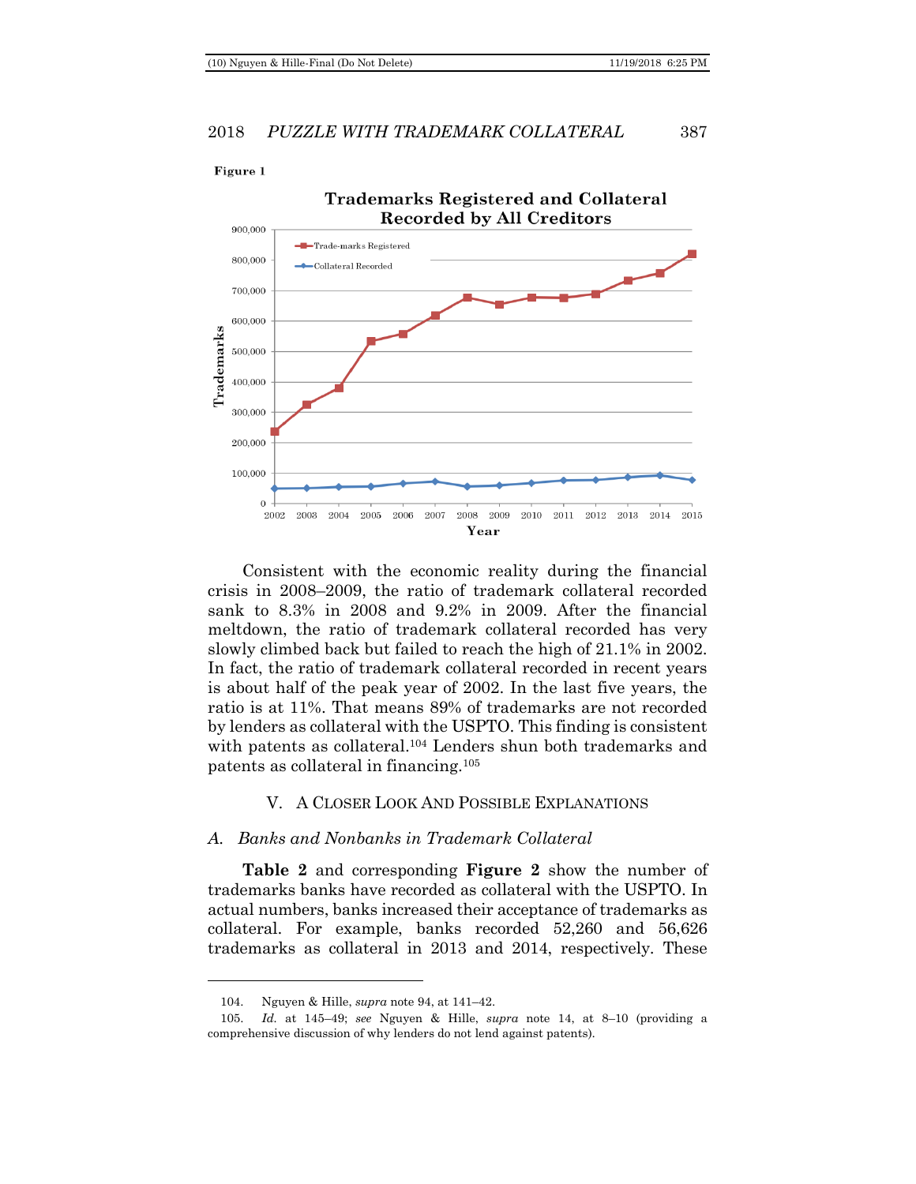Figure 1

**Trademarks Registered and Collateral Recorded by All Creditors**

Consistent with the economic reality during the financial crisis in 2008–2009, the ratio of trademark collateral recorded sank to 8.3% in 2008 and 9.2% in 2009. After the financial meltdown, the ratio of trademark collateral recorded has very slowly climbed back but failed to reach the high of 21.1% in 2002. In fact, the ratio of trademark collateral recorded in recent years is about half of the peak year of 2002. In the last five years, the ratio is at 11%. That means 89% of trademarks are not recorded by lenders as collateral with the USPTO. This finding is consistent with patents as collateral.[104] Lenders shun both trademarks and patents as collateral in financing.[105]

## V. A Closer Look And Possible Explanations

### *A. Banks and Nonbanks in Trademark Collateral*

**Table 2** and corresponding **Figure 2** show the number of trademarks banks have recorded as collateral with the USPTO. In actual numbers, banks increased their acceptance of trademarks as collateral. For example, banks recorded 52,260 and 56,626 trademarks as collateral in 2013 and 2014, respectively. These

---

104. Nguyen & Hille, *supra* note 94, at 141–42.

105. *Id.* at 145–49; *see* Nguyen & Hille, *supra* note 14, at 8–10 (providing a comprehensive discussion of why lenders do not lend against patents).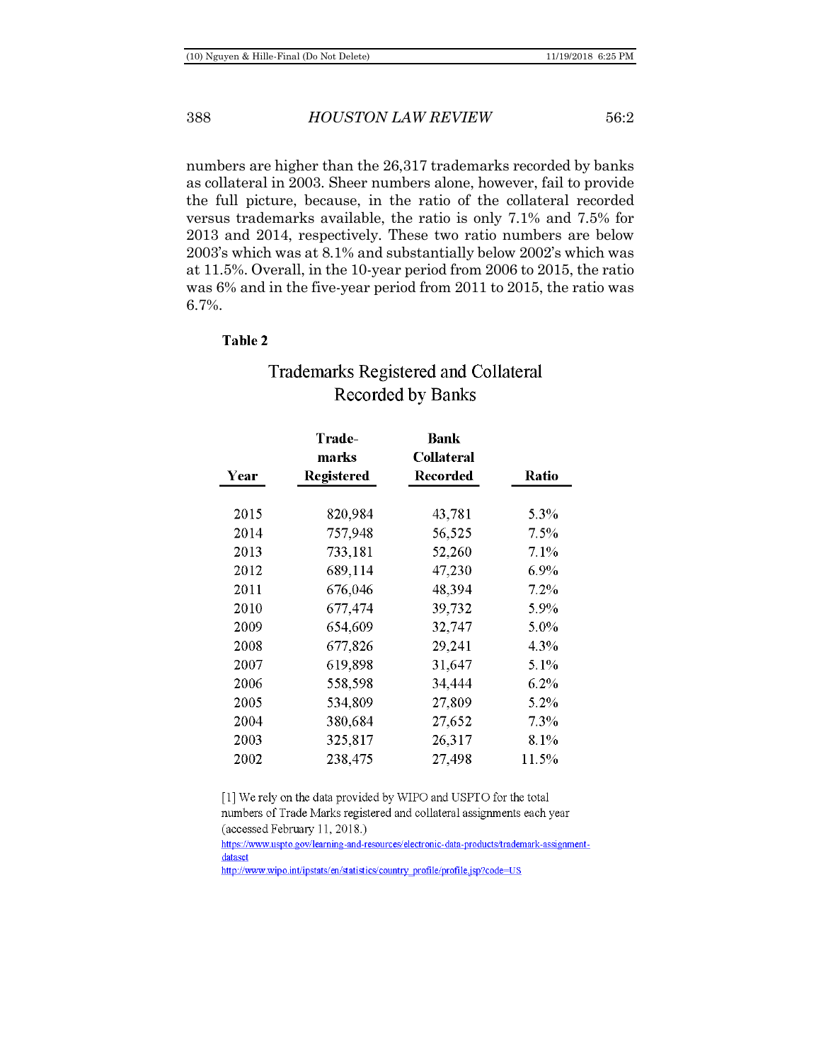numbers are higher than the 26,317 trademarks recorded by banks as collateral in 2003. Sheer numbers alone, however, fail to provide the full picture, because, in the ratio of the collateral recorded versus trademarks available, the ratio is only 7.1% and 7.5% for 2013 and 2014, respectively. These two ratio numbers are below 2003's which was at 8.1% and substantially below 2002's which was at 11.5%. Overall, in the 10-year period from 2006 to 2015, the ratio was 6% and in the five-year period from 2011 to 2015, the ratio was 6.7%.

**Table 2**

## Trademarks Registered and Collateral Recorded by Banks

| Year | Trade-marks Registered | Bank Collateral Recorded | Ratio |
|---|---|---|---|
| 2015 | 820,984 | 43,781 | 5.3% |
| 2014 | 757,948 | 56,525 | 7.5% |
| 2013 | 733,181 | 52,260 | 7.1% |
| 2012 | 689,114 | 47,230 | 6.9% |
| 2011 | 676,046 | 48,394 | 7.2% |
| 2010 | 677,474 | 39,732 | 5.9% |
| 2009 | 654,609 | 32,747 | 5.0% |
| 2008 | 677,826 | 29,241 | 4.3% |
| 2007 | 619,898 | 31,647 | 5.1% |
| 2006 | 558,598 | 34,444 | 6.2% |
| 2005 | 534,809 | 27,809 | 5.2% |
| 2004 | 380,684 | 27,652 | 7.3% |
| 2003 | 325,817 | 26,317 | 8.1% |
| 2002 | 238,475 | 27,498 | 11.5% |

[1] We rely on the data provided by WIPO and USPTO for the total numbers of Trade Marks registered and collateral assignments each year (accessed February 11, 2018.)
https://www.uspto.gov/learning-and-resources/electronic-data-products/trademark-assignment-dataset
http://www.wipo.int/ipstats/en/statistics/country_profile/profile.jsp?code=US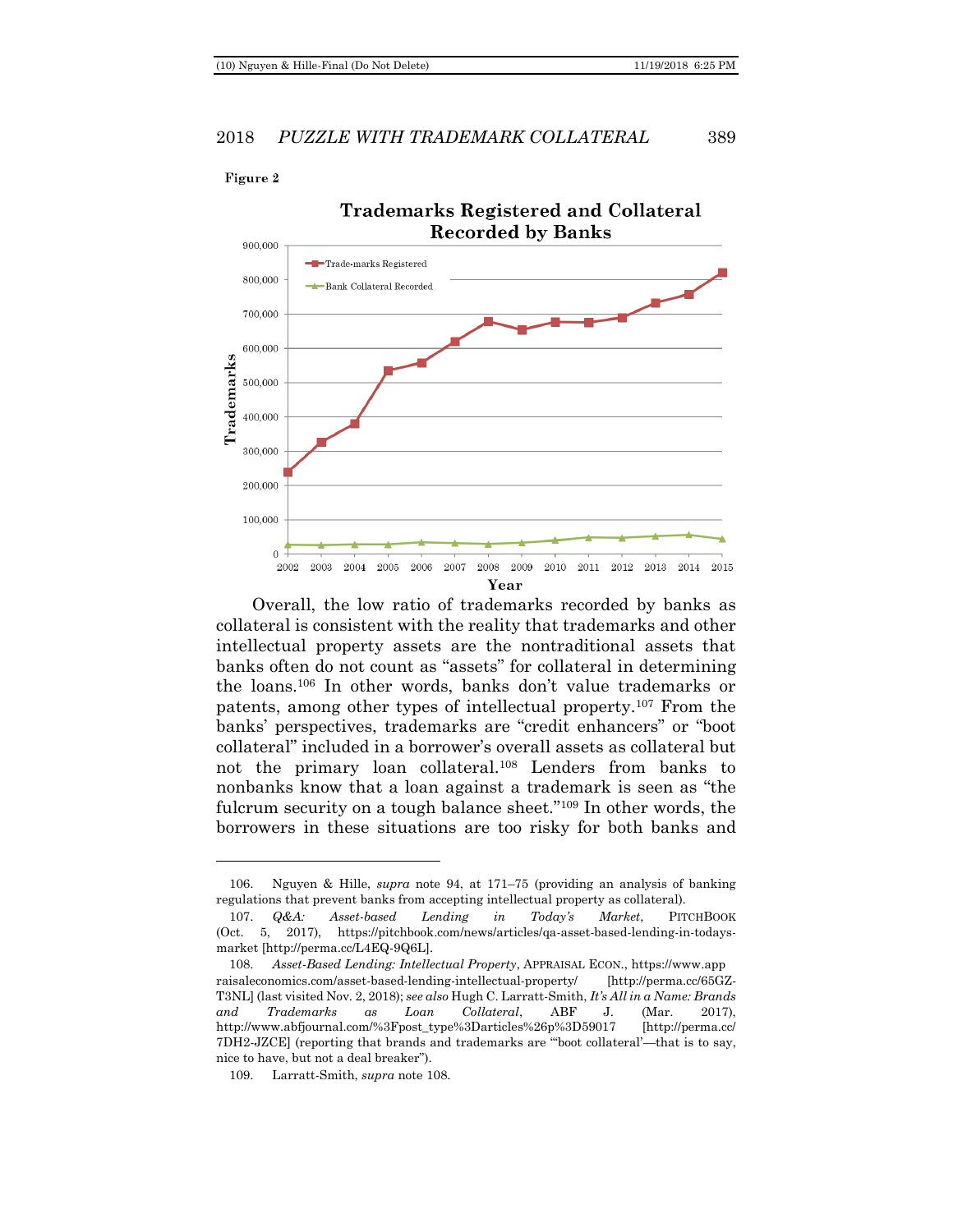**Figure 2**

Overall, the low ratio of trademarks recorded by banks as collateral is consistent with the reality that trademarks and other intellectual property assets are the nontraditional assets that banks often do not count as "assets" for collateral in determining the loans.[106] In other words, banks don't value trademarks or patents, among other types of intellectual property.[107] From the banks' perspectives, trademarks are "credit enhancers" or "boot collateral" included in a borrower's overall assets as collateral but not the primary loan collateral.[108] Lenders from banks to nonbanks know that a loan against a trademark is seen as "the fulcrum security on a tough balance sheet."[109] In other words, the borrowers in these situations are too risky for both banks and

---

106. Nguyen & Hille, *supra* note 94, at 171–75 (providing an analysis of banking regulations that prevent banks from accepting intellectual property as collateral).

107. *Q&A: Asset-based Lending in Today's Market*, PITCHBOOK (Oct. 5, 2017), https://pitchbook.com/news/articles/qa-asset-based-lending-in-todays-market [http://perma.cc/L4EQ-9Q6L].

108. *Asset-Based Lending: Intellectual Property*, APPRAISAL ECON., https://www.appraisaleconomics.com/asset-based-lending-intellectual-property/ [http://perma.cc/65GZ-T3NL] (last visited Nov. 2, 2018); *see also* Hugh C. Larratt-Smith, *It's All in a Name: Brands and Trademarks as Loan Collateral*, ABF J. (Mar. 2017), http://www.abfjournal.com/%3Fpost_type%3Darticles%26p%3D59017 [http://perma.cc/7DH2-JZCE] (reporting that brands and trademarks are "'boot collateral'—that is to say, nice to have, but not a deal breaker").

109. Larratt-Smith, *supra* note 108.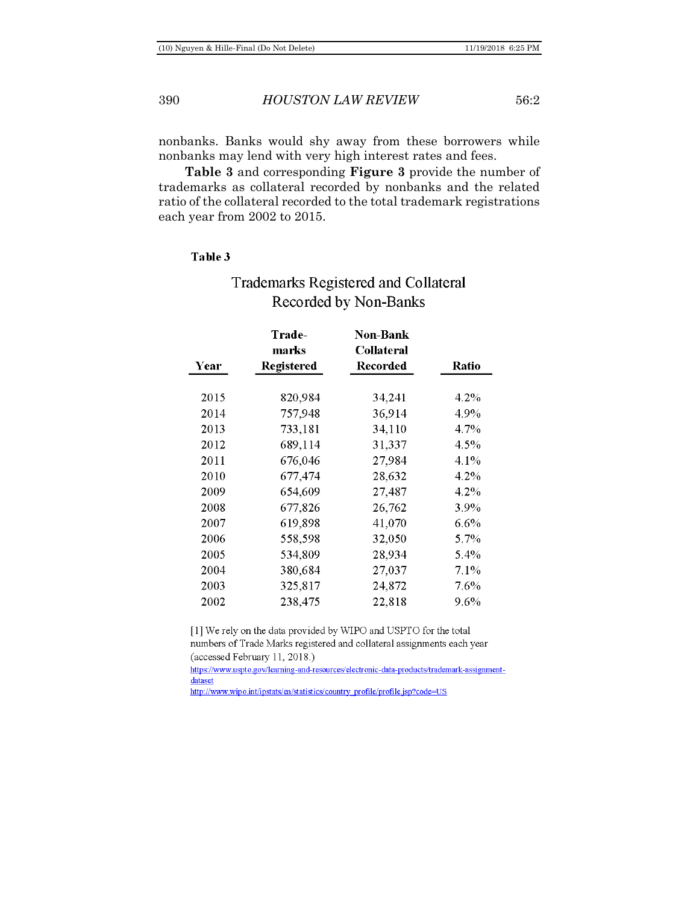nonbanks. Banks would shy away from these borrowers while nonbanks may lend with very high interest rates and fees.

**Table 3** and corresponding **Figure 3** provide the number of trademarks as collateral recorded by nonbanks and the related ratio of the collateral recorded to the total trademark registrations each year from 2002 to 2015.

**Table 3**

Trademarks Registered and Collateral Recorded by Non-Banks

| Year | Trade-marks Registered | Non-Bank Collateral Recorded | Ratio |
|---|---|---|---|
| 2015 | 820,984 | 34,241 | 4.2% |
| 2014 | 757,948 | 36,914 | 4.9% |
| 2013 | 733,181 | 34,110 | 4.7% |
| 2012 | 689,114 | 31,337 | 4.5% |
| 2011 | 676,046 | 27,984 | 4.1% |
| 2010 | 677,474 | 28,632 | 4.2% |
| 2009 | 654,609 | 27,487 | 4.2% |
| 2008 | 677,826 | 26,762 | 3.9% |
| 2007 | 619,898 | 41,070 | 6.6% |
| 2006 | 558,598 | 32,050 | 5.7% |
| 2005 | 534,809 | 28,934 | 5.4% |
| 2004 | 380,684 | 27,037 | 7.1% |
| 2003 | 325,817 | 24,872 | 7.6% |
| 2002 | 238,475 | 22,818 | 9.6% |

[1] We rely on the data provided by WIPO and USPTO for the total numbers of Trade Marks registered and collateral assignments each year (accessed February 11, 2018.)
https://www.uspto.gov/learning-and-resources/electronic-data-products/trademark-assignment-dataset
http://www.wipo.int/ipstats/en/statistics/country_profile/profile.jsp?code=US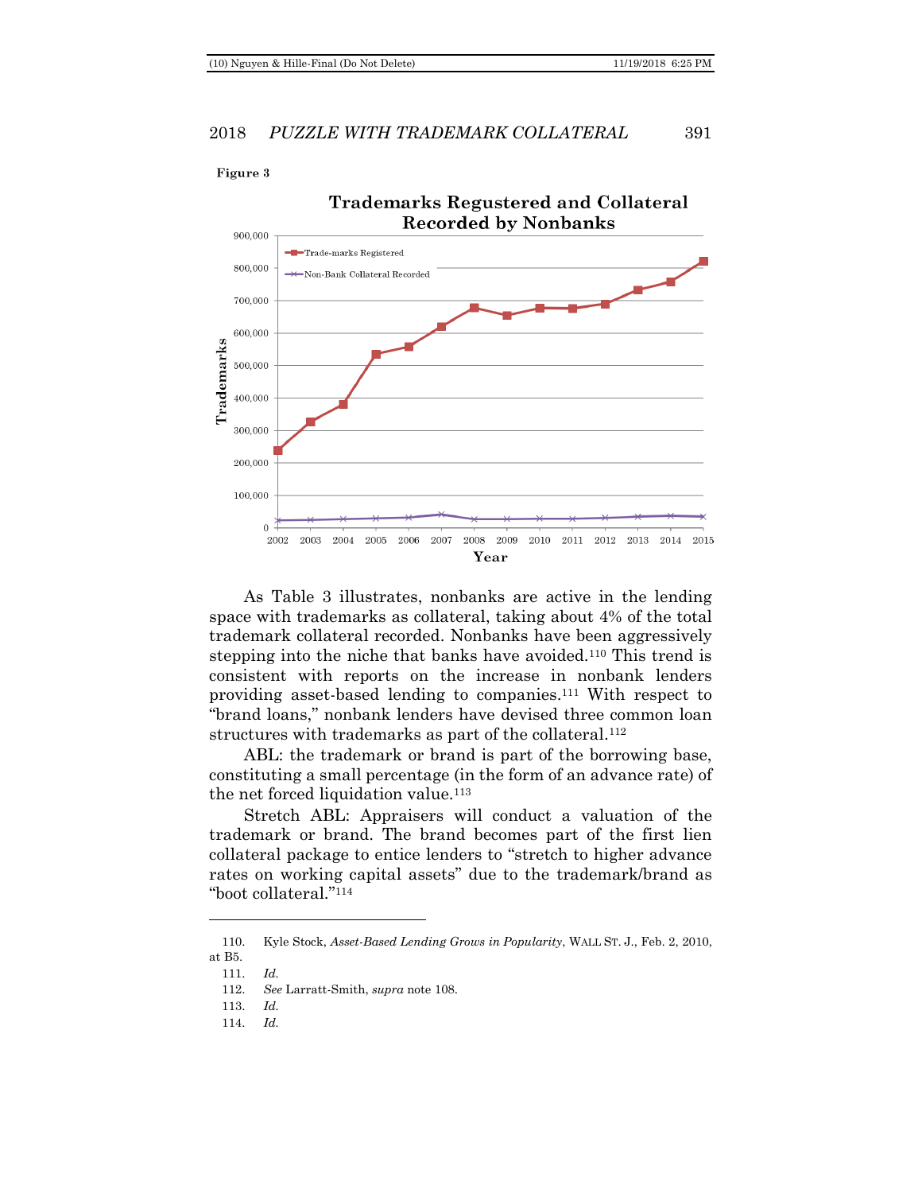**Figure 3**

**Trademarks Regustered and Collateral Recorded by Nonbanks**

As Table 3 illustrates, nonbanks are active in the lending space with trademarks as collateral, taking about 4% of the total trademark collateral recorded. Nonbanks have been aggressively stepping into the niche that banks have avoided.[110] This trend is consistent with reports on the increase in nonbank lenders providing asset-based lending to companies.[111] With respect to "brand loans," nonbank lenders have devised three common loan structures with trademarks as part of the collateral.[112]

ABL: the trademark or brand is part of the borrowing base, constituting a small percentage (in the form of an advance rate) of the net forced liquidation value.[113]

Stretch ABL: Appraisers will conduct a valuation of the trademark or brand. The brand becomes part of the first lien collateral package to entice lenders to "stretch to higher advance rates on working capital assets" due to the trademark/brand as "boot collateral."[114]

---

110. Kyle Stock, *Asset-Based Lending Grows in Popularity*, WALL ST. J., Feb. 2, 2010, at B5.

111. *Id.*

112. *See* Larratt-Smith, *supra* note 108.

113. *Id.*

114. *Id.*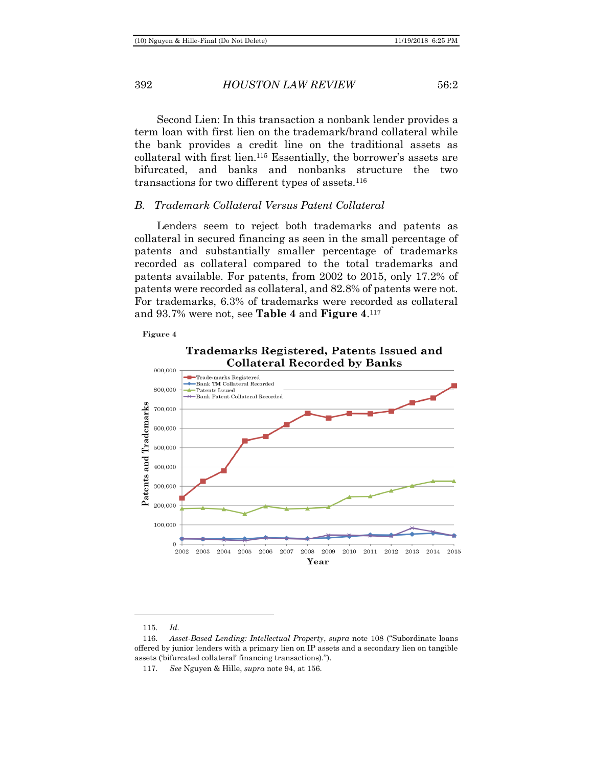Second Lien: In this transaction a nonbank lender provides a term loan with first lien on the trademark/brand collateral while the bank provides a credit line on the traditional assets as collateral with first lien.[115] Essentially, the borrower's assets are bifurcated, and banks and nonbanks structure the two transactions for two different types of assets.[116]

### *B. Trademark Collateral Versus Patent Collateral*

Lenders seem to reject both trademarks and patents as collateral in secured financing as seen in the small percentage of patents and substantially smaller percentage of trademarks recorded as collateral compared to the total trademarks and patents available. For patents, from 2002 to 2015, only 17.2% of patents were recorded as collateral, and 82.8% of patents were not. For trademarks, 6.3% of trademarks were recorded as collateral and 93.7% were not, see **Table 4** and **Figure 4**.[117]

**Figure 4**

**Trademarks Registered, Patents Issued and Collateral Recorded by Banks**

Legend: Trade-marks Registered; Bank TM Collateral Recorded; Patents Issued; Bank Patent Collateral Recorded

Y-axis: Patents and Trademarks (0 to 900,000)

X-axis: Year (2002–2015)

---

115. *Id.*

116. *Asset-Based Lending: Intellectual Property*, *supra* note 108 ("Subordinate loans offered by junior lenders with a primary lien on IP assets and a secondary lien on tangible assets ('bifurcated collateral' financing transactions).").

117. *See* Nguyen & Hille, *supra* note 94, at 156.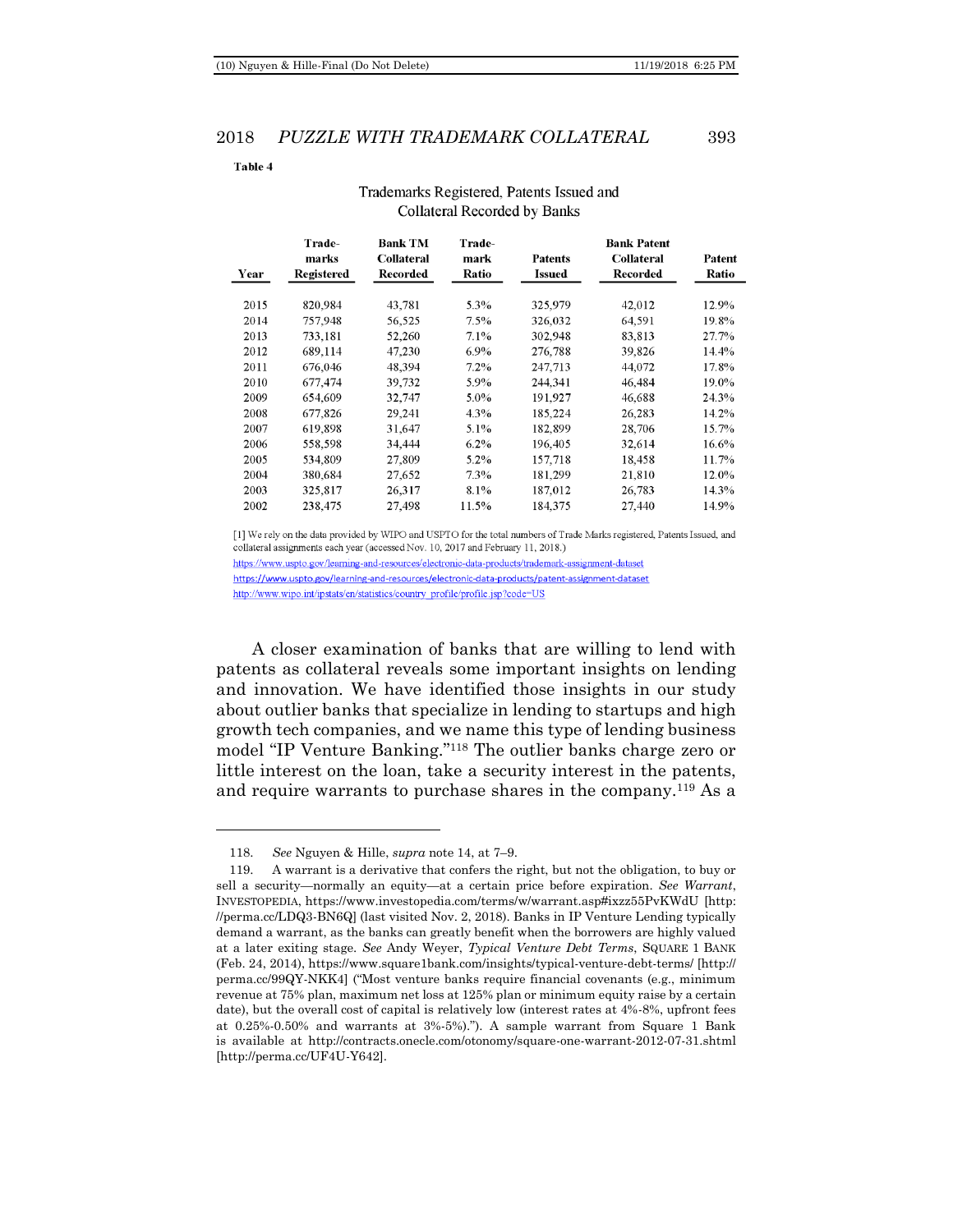**Table 4**

Trademarks Registered, Patents Issued and Collateral Recorded by Banks

| Year | Trade-marks Registered | Bank TM Collateral Recorded | Trade-mark Ratio | Patents Issued | Bank Patent Collateral Recorded | Patent Ratio |
|---|---|---|---|---|---|---|
| 2015 | 820,984 | 43,781 | 5.3% | 325,979 | 42,012 | 12.9% |
| 2014 | 757,948 | 56,525 | 7.5% | 326,032 | 64,591 | 19.8% |
| 2013 | 733,181 | 52,260 | 7.1% | 302,948 | 83,813 | 27.7% |
| 2012 | 689,114 | 47,230 | 6.9% | 276,788 | 39,826 | 14.4% |
| 2011 | 676,046 | 48,394 | 7.2% | 247,713 | 44,072 | 17.8% |
| 2010 | 677,474 | 39,732 | 5.9% | 244,341 | 46,484 | 19.0% |
| 2009 | 654,609 | 32,747 | 5.0% | 191,927 | 46,688 | 24.3% |
| 2008 | 677,826 | 29,241 | 4.3% | 185,224 | 26,283 | 14.2% |
| 2007 | 619,898 | 31,647 | 5.1% | 182,899 | 28,706 | 15.7% |
| 2006 | 558,598 | 34,444 | 6.2% | 196,405 | 32,614 | 16.6% |
| 2005 | 534,809 | 27,809 | 5.2% | 157,718 | 18,458 | 11.7% |
| 2004 | 380,684 | 27,652 | 7.3% | 181,299 | 21,810 | 12.0% |
| 2003 | 325,817 | 26,317 | 8.1% | 187,012 | 26,783 | 14.3% |
| 2002 | 238,475 | 27,498 | 11.5% | 184,375 | 27,440 | 14.9% |

[1] We rely on the data provided by WIPO and USPTO for the total numbers of Trade Marks registered, Patents Issued, and collateral assignments each year (accessed Nov. 10, 2017 and February 11, 2018.)
https://www.uspto.gov/learning-and-resources/electronic-data-products/trademark-assignment-dataset
https://www.uspto.gov/learning-and-resources/electronic-data-products/patent-assignment-dataset
http://www.wipo.int/ipstats/en/statistics/country_profile/profile.jsp?code=US

A closer examination of banks that are willing to lend with patents as collateral reveals some important insights on lending and innovation. We have identified those insights in our study about outlier banks that specialize in lending to startups and high growth tech companies, and we name this type of lending business model "IP Venture Banking."[118] The outlier banks charge zero or little interest on the loan, take a security interest in the patents, and require warrants to purchase shares in the company.[119] As a

---

118. *See* Nguyen & Hille, *supra* note 14, at 7–9.

119. A warrant is a derivative that confers the right, but not the obligation, to buy or sell a security—normally an equity—at a certain price before expiration. *See Warrant*, INVESTOPEDIA, https://www.investopedia.com/terms/w/warrant.asp#ixzz55PvKWdU [http://perma.cc/LDQ3-BN6Q] (last visited Nov. 2, 2018). Banks in IP Venture Lending typically demand a warrant, as the banks can greatly benefit when the borrowers are highly valued at a later exiting stage. *See* Andy Weyer, *Typical Venture Debt Terms*, SQUARE 1 BANK (Feb. 24, 2014), https://www.square1bank.com/insights/typical-venture-debt-terms/ [http://perma.cc/99QY-NKK4] ("Most venture banks require financial covenants (e.g., minimum revenue at 75% plan, maximum net loss at 125% plan or minimum equity raise by a certain date), but the overall cost of capital is relatively low (interest rates at 4%-8%, upfront fees at 0.25%-0.50% and warrants at 3%-5%)."). A sample warrant from Square 1 Bank is available at http://contracts.onecle.com/otonomy/square-one-warrant-2012-07-31.shtml [http://perma.cc/UF4U-Y642].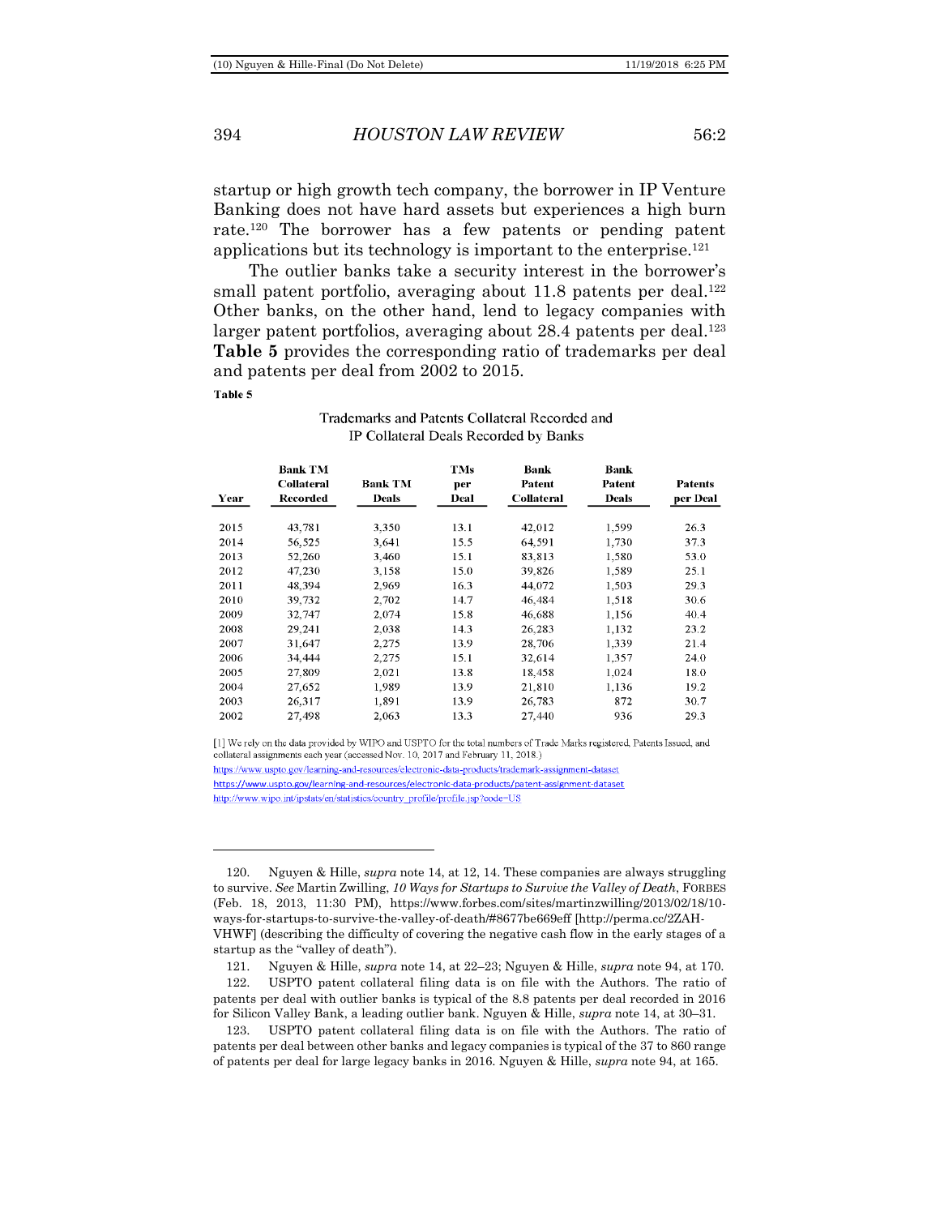startup or high growth tech company, the borrower in IP Venture Banking does not have hard assets but experiences a high burn rate.[120] The borrower has a few patents or pending patent applications but its technology is important to the enterprise.[121]

The outlier banks take a security interest in the borrower's small patent portfolio, averaging about 11.8 patents per deal.[122] Other banks, on the other hand, lend to legacy companies with larger patent portfolios, averaging about 28.4 patents per deal.[123] **Table 5** provides the corresponding ratio of trademarks per deal and patents per deal from 2002 to 2015.

**Table 5**

Trademarks and Patents Collateral Recorded and IP Collateral Deals Recorded by Banks

| Year | Bank TM Collateral Recorded | Bank TM Deals | TMs per Deal | Bank Patent Collateral | Bank Patent Deals | Patents per Deal |
|---|---|---|---|---|---|---|
| 2015 | 43,781 | 3,350 | 13.1 | 42,012 | 1,599 | 26.3 |
| 2014 | 56,525 | 3,641 | 15.5 | 64,591 | 1,730 | 37.3 |
| 2013 | 52,260 | 3,460 | 15.1 | 83,813 | 1,580 | 53.0 |
| 2012 | 47,230 | 3,158 | 15.0 | 39,826 | 1,589 | 25.1 |
| 2011 | 48,394 | 2,969 | 16.3 | 44,072 | 1,503 | 29.3 |
| 2010 | 39,732 | 2,702 | 14.7 | 46,484 | 1,518 | 30.6 |
| 2009 | 32,747 | 2,074 | 15.8 | 46,688 | 1,156 | 40.4 |
| 2008 | 29,241 | 2,038 | 14.3 | 26,283 | 1,132 | 23.2 |
| 2007 | 31,647 | 2,275 | 13.9 | 28,706 | 1,339 | 21.4 |
| 2006 | 34,444 | 2,275 | 15.1 | 32,614 | 1,357 | 24.0 |
| 2005 | 27,809 | 2,021 | 13.8 | 18,458 | 1,024 | 18.0 |
| 2004 | 27,652 | 1,989 | 13.9 | 21,810 | 1,136 | 19.2 |
| 2003 | 26,317 | 1,891 | 13.9 | 26,783 | 872 | 30.7 |
| 2002 | 27,498 | 2,063 | 13.3 | 27,440 | 936 | 29.3 |

[1] We rely on the data provided by WIPO and USPTO for the total numbers of Trade Marks registered, Patents Issued, and collateral assignments each year (accessed Nov. 10, 2017 and February 11, 2018.)

https://www.uspto.gov/learning-and-resources/electronic-data-products/trademark-assignment-dataset

https://www.uspto.gov/learning-and-resources/electronic-data-products/patent-assignment-dataset

http://www.wipo.int/ipstats/en/statistics/country_profile/profile.jsp?code=US

---

120. Nguyen & Hille, *supra* note 14, at 12, 14. These companies are always struggling to survive. *See* Martin Zwilling, *10 Ways for Startups to Survive the Valley of Death*, FORBES (Feb. 18, 2013, 11:30 PM), https://www.forbes.com/sites/martinzwilling/2013/02/18/10-ways-for-startups-to-survive-the-valley-of-death/#8677be669eff [http://perma.cc/2ZAH-VHWF] (describing the difficulty of covering the negative cash flow in the early stages of a startup as the "valley of death").

121. Nguyen & Hille, *supra* note 14, at 22–23; Nguyen & Hille, *supra* note 94, at 170.

122. USPTO patent collateral filing data is on file with the Authors. The ratio of patents per deal with outlier banks is typical of the 8.8 patents per deal recorded in 2016 for Silicon Valley Bank, a leading outlier bank. Nguyen & Hille, *supra* note 14, at 30–31.

123. USPTO patent collateral filing data is on file with the Authors. The ratio of patents per deal between other banks and legacy companies is typical of the 37 to 860 range of patents per deal for large legacy banks in 2016. Nguyen & Hille, *supra* note 94, at 165.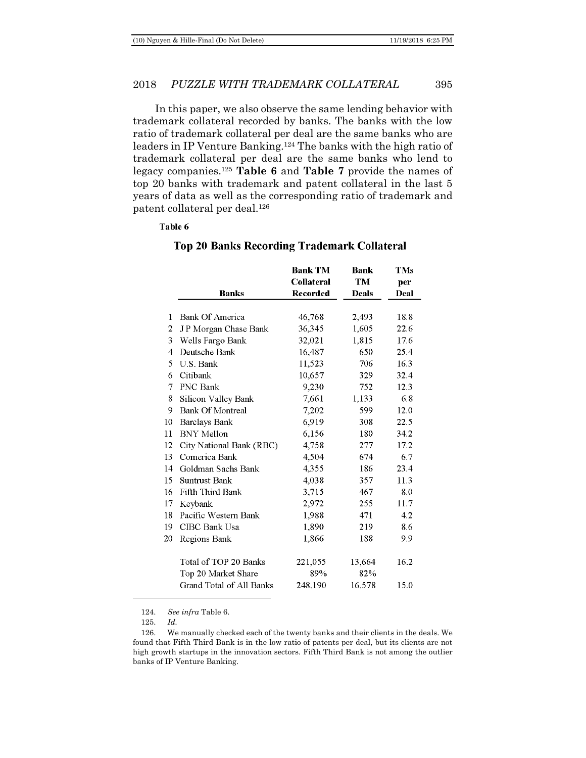In this paper, we also observe the same lending behavior with trademark collateral recorded by banks. The banks with the low ratio of trademark collateral per deal are the same banks who are leaders in IP Venture Banking.[124] The banks with the high ratio of trademark collateral per deal are the same banks who lend to legacy companies.[125] **Table 6** and **Table 7** provide the names of top 20 banks with trademark and patent collateral in the last 5 years of data as well as the corresponding ratio of trademark and patent collateral per deal.[126]

**Table 6**

**Top 20 Banks Recording Trademark Collateral**

| | Banks | Bank TM Collateral Recorded | Bank TM Deals | TMs per Deal |
|---|---|---|---|---|
| 1 | Bank Of America | 46,768 | 2,493 | 18.8 |
| 2 | J P Morgan Chase Bank | 36,345 | 1,605 | 22.6 |
| 3 | Wells Fargo Bank | 32,021 | 1,815 | 17.6 |
| 4 | Deutsche Bank | 16,487 | 650 | 25.4 |
| 5 | U.S. Bank | 11,523 | 706 | 16.3 |
| 6 | Citibank | 10,657 | 329 | 32.4 |
| 7 | PNC Bank | 9,230 | 752 | 12.3 |
| 8 | Silicon Valley Bank | 7,661 | 1,133 | 6.8 |
| 9 | Bank Of Montreal | 7,202 | 599 | 12.0 |
| 10 | Barclays Bank | 6,919 | 308 | 22.5 |
| 11 | BNY Mellon | 6,156 | 180 | 34.2 |
| 12 | City National Bank (RBC) | 4,758 | 277 | 17.2 |
| 13 | Comerica Bank | 4,504 | 674 | 6.7 |
| 14 | Goldman Sachs Bank | 4,355 | 186 | 23.4 |
| 15 | Suntrust Bank | 4,038 | 357 | 11.3 |
| 16 | Fifth Third Bank | 3,715 | 467 | 8.0 |
| 17 | Keybank | 2,972 | 255 | 11.7 |
| 18 | Pacific Western Bank | 1,988 | 471 | 4.2 |
| 19 | CIBC Bank Usa | 1,890 | 219 | 8.6 |
| 20 | Regions Bank | 1,866 | 188 | 9.9 |
| | Total of TOP 20 Banks | 221,055 | 13,664 | 16.2 |
| | Top 20 Market Share | 89% | 82% | |
| | Grand Total of All Banks | 248,190 | 16,578 | 15.0 |

---

124. *See infra* Table 6.

125. *Id.*

126. We manually checked each of the twenty banks and their clients in the deals. We found that Fifth Third Bank is in the low ratio of patents per deal, but its clients are not high growth startups in the innovation sectors. Fifth Third Bank is not among the outlier banks of IP Venture Banking.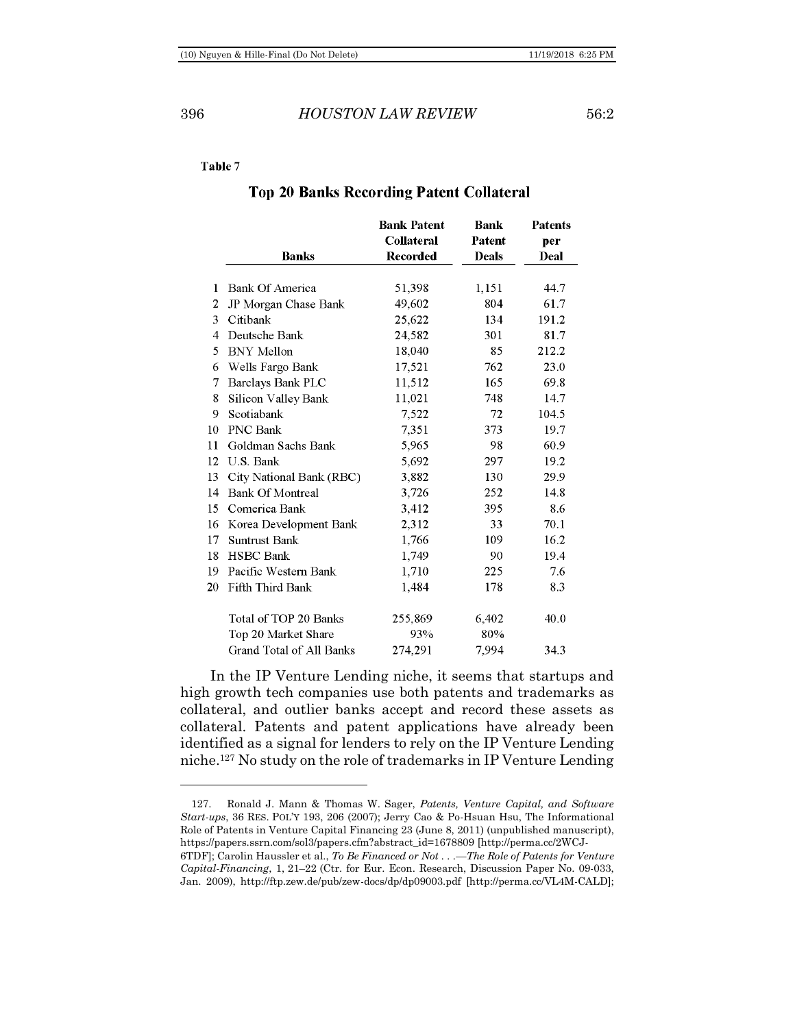**Table 7**

**Top 20 Banks Recording Patent Collateral**

| | Banks | Bank Patent Collateral Recorded | Bank Patent Deals | Patents per Deal |
|---|---|---|---|---|
| 1 | Bank Of America | 51,398 | 1,151 | 44.7 |
| 2 | JP Morgan Chase Bank | 49,602 | 804 | 61.7 |
| 3 | Citibank | 25,622 | 134 | 191.2 |
| 4 | Deutsche Bank | 24,582 | 301 | 81.7 |
| 5 | BNY Mellon | 18,040 | 85 | 212.2 |
| 6 | Wells Fargo Bank | 17,521 | 762 | 23.0 |
| 7 | Barclays Bank PLC | 11,512 | 165 | 69.8 |
| 8 | Silicon Valley Bank | 11,021 | 748 | 14.7 |
| 9 | Scotiabank | 7,522 | 72 | 104.5 |
| 10 | PNC Bank | 7,351 | 373 | 19.7 |
| 11 | Goldman Sachs Bank | 5,965 | 98 | 60.9 |
| 12 | U.S. Bank | 5,692 | 297 | 19.2 |
| 13 | City National Bank (RBC) | 3,882 | 130 | 29.9 |
| 14 | Bank Of Montreal | 3,726 | 252 | 14.8 |
| 15 | Comerica Bank | 3,412 | 395 | 8.6 |
| 16 | Korea Development Bank | 2,312 | 33 | 70.1 |
| 17 | Suntrust Bank | 1,766 | 109 | 16.2 |
| 18 | HSBC Bank | 1,749 | 90 | 19.4 |
| 19 | Pacific Western Bank | 1,710 | 225 | 7.6 |
| 20 | Fifth Third Bank | 1,484 | 178 | 8.3 |
| | Total of TOP 20 Banks | 255,869 | 6,402 | 40.0 |
| | Top 20 Market Share | 93% | 80% | |
| | Grand Total of All Banks | 274,291 | 7,994 | 34.3 |

In the IP Venture Lending niche, it seems that startups and high growth tech companies use both patents and trademarks as collateral, and outlier banks accept and record these assets as collateral. Patents and patent applications have already been identified as a signal for lenders to rely on the IP Venture Lending niche.[127] No study on the role of trademarks in IP Venture Lending

127. Ronald J. Mann & Thomas W. Sager, *Patents, Venture Capital, and Software Start-ups*, 36 RES. POL'Y 193, 206 (2007); Jerry Cao & Po-Hsuan Hsu, The Informational Role of Patents in Venture Capital Financing 23 (June 8, 2011) (unpublished manuscript), https://papers.ssrn.com/sol3/papers.cfm?abstract_id=1678809 [http://perma.cc/2WCJ-6TDF]; Carolin Haussler et al., *To Be Financed or Not . . .—The Role of Patents for Venture Capital-Financing*, 1, 21–22 (Ctr. for Eur. Econ. Research, Discussion Paper No. 09-033, Jan. 2009), http://ftp.zew.de/pub/zew-docs/dp/dp09003.pdf [http://perma.cc/VL4M-CALD];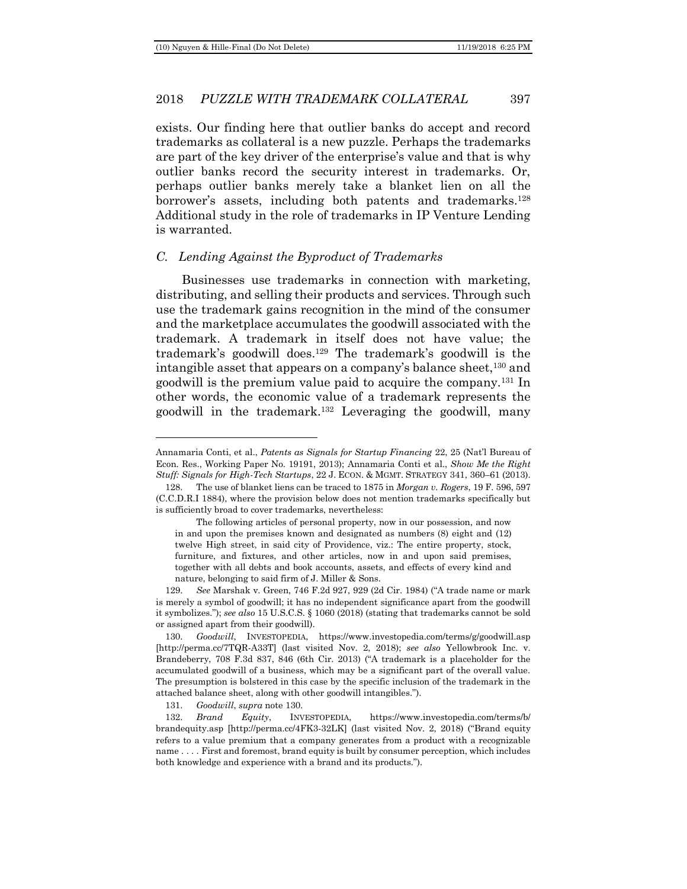exists. Our finding here that outlier banks do accept and record trademarks as collateral is a new puzzle. Perhaps the trademarks are part of the key driver of the enterprise's value and that is why outlier banks record the security interest in trademarks. Or, perhaps outlier banks merely take a blanket lien on all the borrower's assets, including both patents and trademarks.[128] Additional study in the role of trademarks in IP Venture Lending is warranted.

### *C. Lending Against the Byproduct of Trademarks*

Businesses use trademarks in connection with marketing, distributing, and selling their products and services. Through such use the trademark gains recognition in the mind of the consumer and the marketplace accumulates the goodwill associated with the trademark. A trademark in itself does not have value; the trademark's goodwill does.[129] The trademark's goodwill is the intangible asset that appears on a company's balance sheet,[130] and goodwill is the premium value paid to acquire the company.[131] In other words, the economic value of a trademark represents the goodwill in the trademark.[132] Leveraging the goodwill, many

---

Annamaria Conti, et al., *Patents as Signals for Startup Financing* 22, 25 (Nat'l Bureau of Econ. Res., Working Paper No. 19191, 2013); Annamaria Conti et al., *Show Me the Right Stuff: Signals for High-Tech Startups*, 22 J. ECON. & MGMT. STRATEGY 341, 360–61 (2013).

128. The use of blanket liens can be traced to 1875 in *Morgan v. Rogers*, 19 F. 596, 597 (C.C.D.R.I 1884), where the provision below does not mention trademarks specifically but is sufficiently broad to cover trademarks, nevertheless:

> The following articles of personal property, now in our possession, and now in and upon the premises known and designated as numbers (8) eight and (12) twelve High street, in said city of Providence, viz.: The entire property, stock, furniture, and fixtures, and other articles, now in and upon said premises, together with all debts and book accounts, assets, and effects of every kind and nature, belonging to said firm of J. Miller & Sons.

129. *See* Marshak v. Green, 746 F.2d 927, 929 (2d Cir. 1984) ("A trade name or mark is merely a symbol of goodwill; it has no independent significance apart from the goodwill it symbolizes."); *see also* 15 U.S.C.S. § 1060 (2018) (stating that trademarks cannot be sold or assigned apart from their goodwill).

130. *Goodwill*, INVESTOPEDIA, https://www.investopedia.com/terms/g/goodwill.asp [http://perma.cc/7TQR-A33T] (last visited Nov. 2, 2018); *see also* Yellowbrook Inc. v. Brandeberry, 708 F.3d 837, 846 (6th Cir. 2013) ("A trademark is a placeholder for the accumulated goodwill of a business, which may be a significant part of the overall value. The presumption is bolstered in this case by the specific inclusion of the trademark in the attached balance sheet, along with other goodwill intangibles.").

131. *Goodwill*, *supra* note 130.

132. *Brand Equity*, INVESTOPEDIA, https://www.investopedia.com/terms/b/brandequity.asp [http://perma.cc/4FK3-32LK] (last visited Nov. 2, 2018) ("Brand equity refers to a value premium that a company generates from a product with a recognizable name . . . . First and foremost, brand equity is built by consumer perception, which includes both knowledge and experience with a brand and its products.").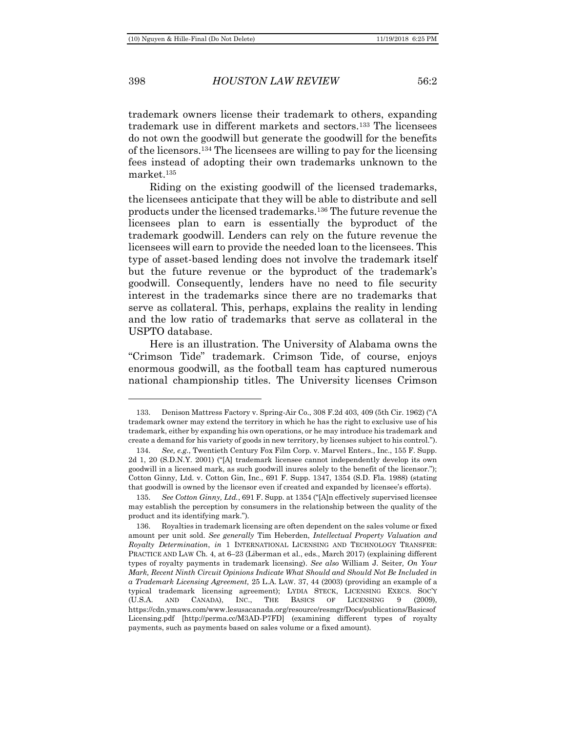trademark owners license their trademark to others, expanding trademark use in different markets and sectors.[133] The licensees do not own the goodwill but generate the goodwill for the benefits of the licensors.[134] The licensees are willing to pay for the licensing fees instead of adopting their own trademarks unknown to the market.[135]

Riding on the existing goodwill of the licensed trademarks, the licensees anticipate that they will be able to distribute and sell products under the licensed trademarks.[136] The future revenue the licensees plan to earn is essentially the byproduct of the trademark goodwill. Lenders can rely on the future revenue the licensees will earn to provide the needed loan to the licensees. This type of asset-based lending does not involve the trademark itself but the future revenue or the byproduct of the trademark's goodwill. Consequently, lenders have no need to file security interest in the trademarks since there are no trademarks that serve as collateral. This, perhaps, explains the reality in lending and the low ratio of trademarks that serve as collateral in the USPTO database.

Here is an illustration. The University of Alabama owns the "Crimson Tide" trademark. Crimson Tide, of course, enjoys enormous goodwill, as the football team has captured numerous national championship titles. The University licenses Crimson

---

133. Denison Mattress Factory v. Spring-Air Co., 308 F.2d 403, 409 (5th Cir. 1962) ("A trademark owner may extend the territory in which he has the right to exclusive use of his trademark, either by expanding his own operations, or he may introduce his trademark and create a demand for his variety of goods in new territory, by licenses subject to his control.").

134. *See, e.g.*, Twentieth Century Fox Film Corp. v. Marvel Enters., Inc., 155 F. Supp. 2d 1, 20 (S.D.N.Y. 2001) ("[A] trademark licensee cannot independently develop its own goodwill in a licensed mark, as such goodwill inures solely to the benefit of the licensor."); Cotton Ginny, Ltd. v. Cotton Gin, Inc., 691 F. Supp. 1347, 1354 (S.D. Fla. 1988) (stating that goodwill is owned by the licensor even if created and expanded by licensee's efforts).

135. *See Cotton Ginny, Ltd.*, 691 F. Supp. at 1354 ("[A]n effectively supervised licensee may establish the perception by consumers in the relationship between the quality of the product and its identifying mark.").

136. Royalties in trademark licensing are often dependent on the sales volume or fixed amount per unit sold. *See generally* Tim Heberden, *Intellectual Property Valuation and Royalty Determination*, *in* 1 INTERNATIONAL LICENSING AND TECHNOLOGY TRANSFER: PRACTICE AND LAW Ch. 4, at 6–23 (Liberman et al., eds., March 2017) (explaining different types of royalty payments in trademark licensing). *See also* William J. Seiter*, On Your Mark, Recent Ninth Circuit Opinions Indicate What Should and Should Not Be Included in a Trademark Licensing Agreement,* 25 L.A. LAW. 37, 44 (2003) (providing an example of a typical trademark licensing agreement); LYDIA STECK, LICENSING EXECS. SOC'Y (U.S.A. AND CANADA), INC., THE BASICS OF LICENSING 9 (2009), https://cdn.ymaws.com/www.lesusacanada.org/resource/resmgr/Docs/publications/Basicsof Licensing.pdf [http://perma.cc/M3AD-P7FD] (examining different types of royalty payments, such as payments based on sales volume or a fixed amount).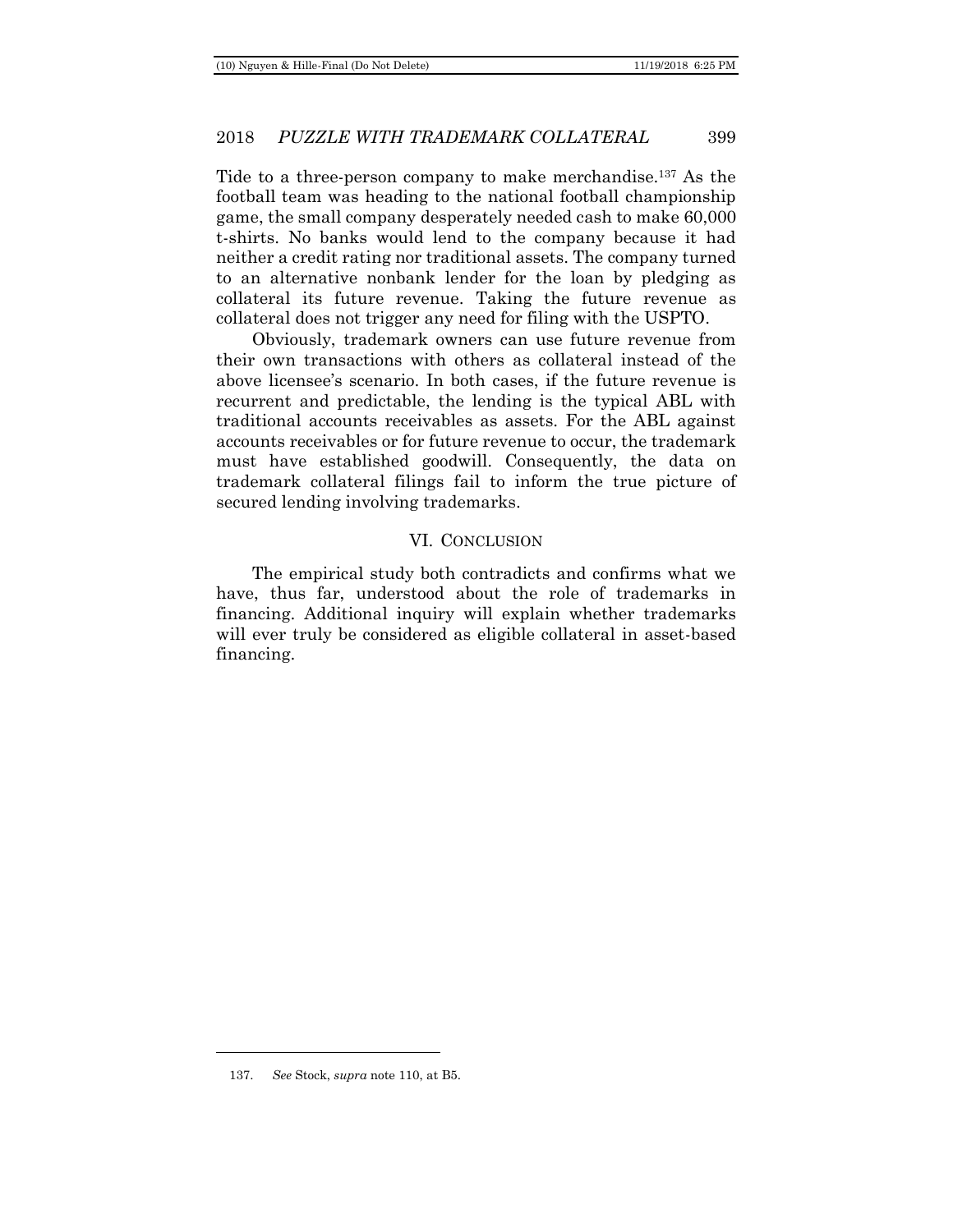Tide to a three-person company to make merchandise.[137] As the football team was heading to the national football championship game, the small company desperately needed cash to make 60,000 t-shirts. No banks would lend to the company because it had neither a credit rating nor traditional assets. The company turned to an alternative nonbank lender for the loan by pledging as collateral its future revenue. Taking the future revenue as collateral does not trigger any need for filing with the USPTO.

Obviously, trademark owners can use future revenue from their own transactions with others as collateral instead of the above licensee's scenario. In both cases, if the future revenue is recurrent and predictable, the lending is the typical ABL with traditional accounts receivables as assets. For the ABL against accounts receivables or for future revenue to occur, the trademark must have established goodwill. Consequently, the data on trademark collateral filings fail to inform the true picture of secured lending involving trademarks.

## VI. CONCLUSION

The empirical study both contradicts and confirms what we have, thus far, understood about the role of trademarks in financing. Additional inquiry will explain whether trademarks will ever truly be considered as eligible collateral in asset-based financing.

---

137. *See* Stock, *supra* note 110, at B5.